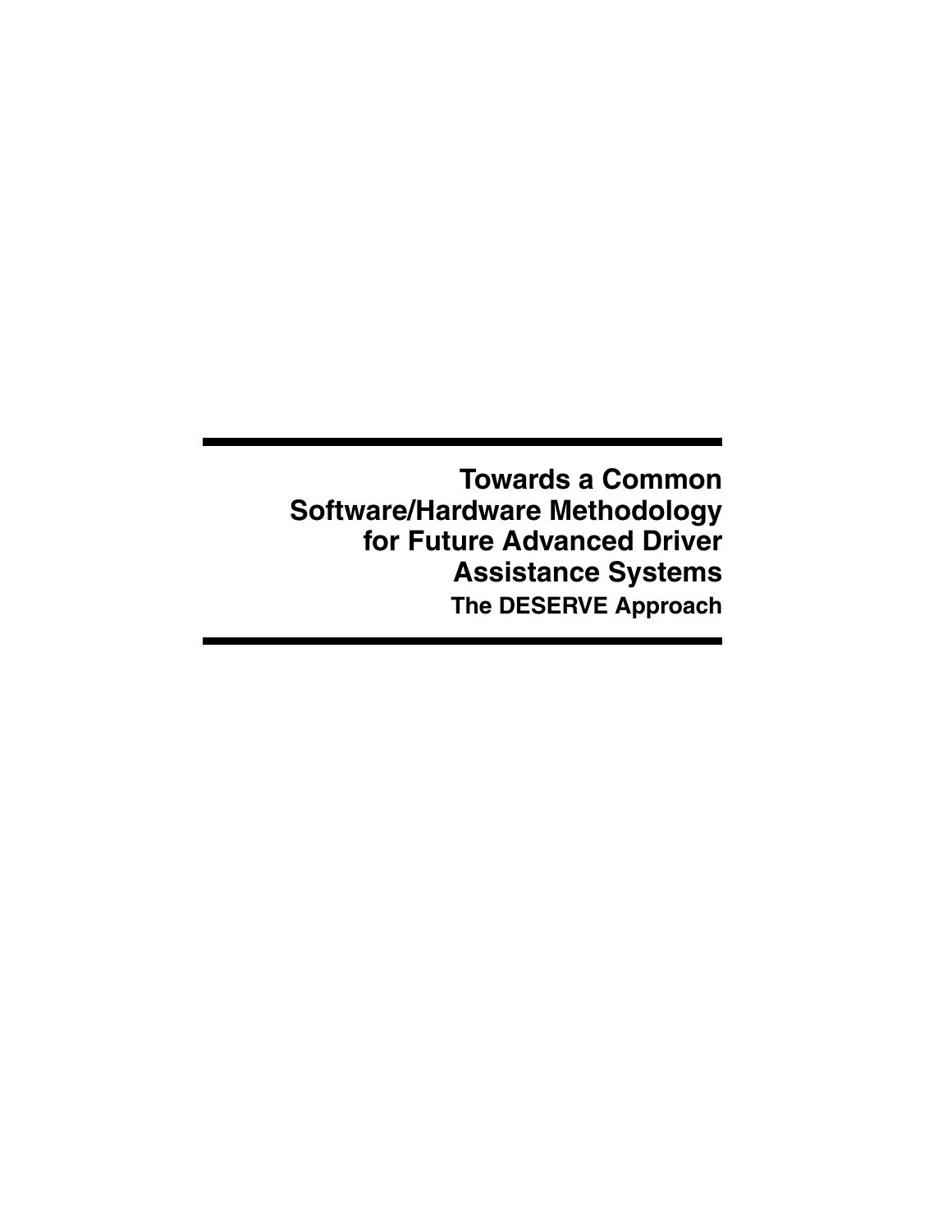# Towards a Common Software/Hardware Methodology for Future Advanced Driver Assistance Systems

## The DESERVE Approach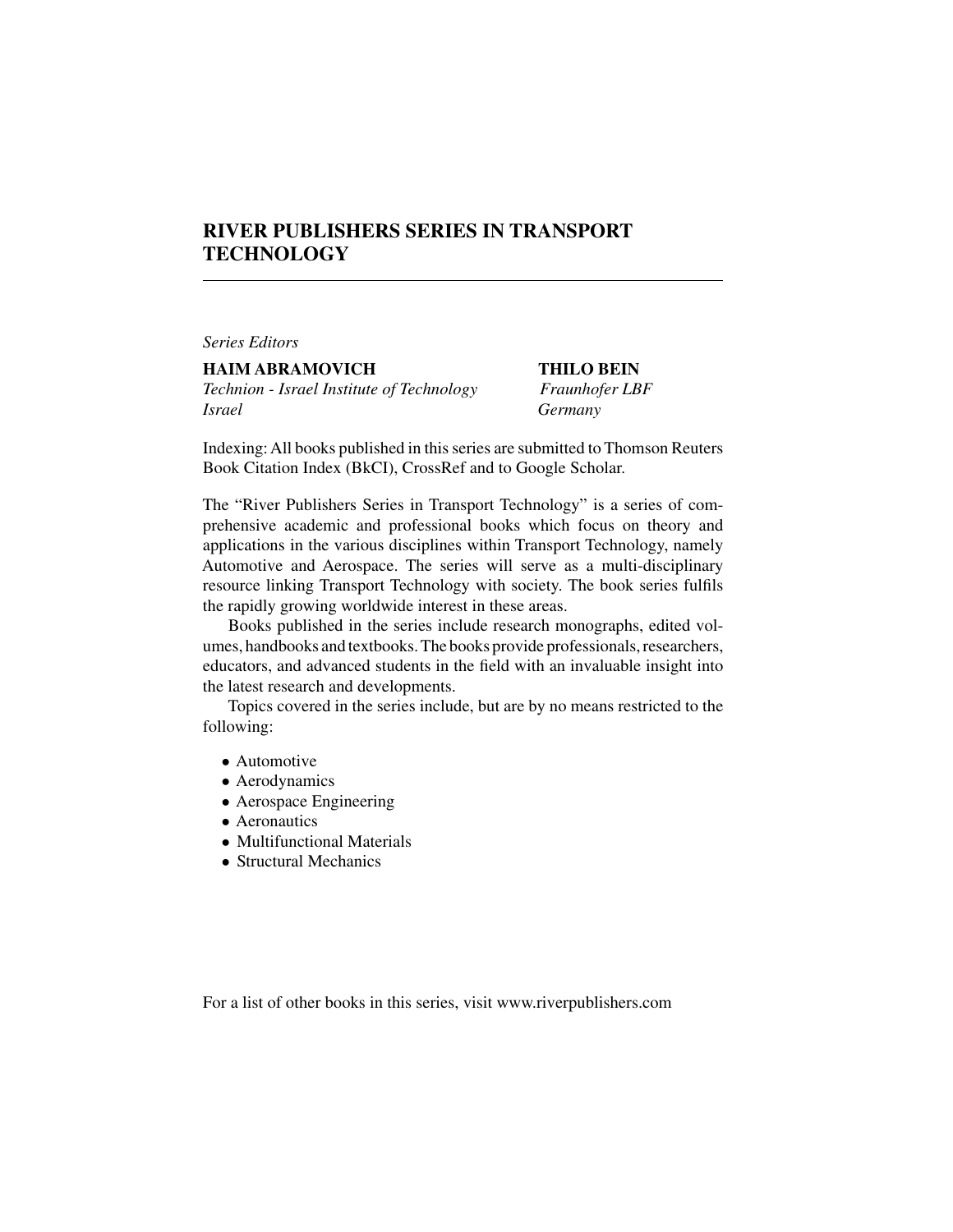# RIVER PUBLISHERS SERIES IN TRANSPORT TECHNOLOGY

*Series Editors*

**HAIM ABRAMOVICH**
*Technion - Israel Institute of Technology*
*Israel*

**THILO BEIN**
*Fraunhofer LBF*
*Germany*

Indexing: All books published in this series are submitted to Thomson Reuters Book Citation Index (BkCI), CrossRef and to Google Scholar.

The "River Publishers Series in Transport Technology" is a series of comprehensive academic and professional books which focus on theory and applications in the various disciplines within Transport Technology, namely Automotive and Aerospace. The series will serve as a multi-disciplinary resource linking Transport Technology with society. The book series fulfils the rapidly growing worldwide interest in these areas.

Books published in the series include research monographs, edited volumes, handbooks and textbooks. The books provide professionals, researchers, educators, and advanced students in the field with an invaluable insight into the latest research and developments.

Topics covered in the series include, but are by no means restricted to the following:

- Automotive
- Aerodynamics
- Aerospace Engineering
- Aeronautics
- Multifunctional Materials
- Structural Mechanics

For a list of other books in this series, visit www.riverpublishers.com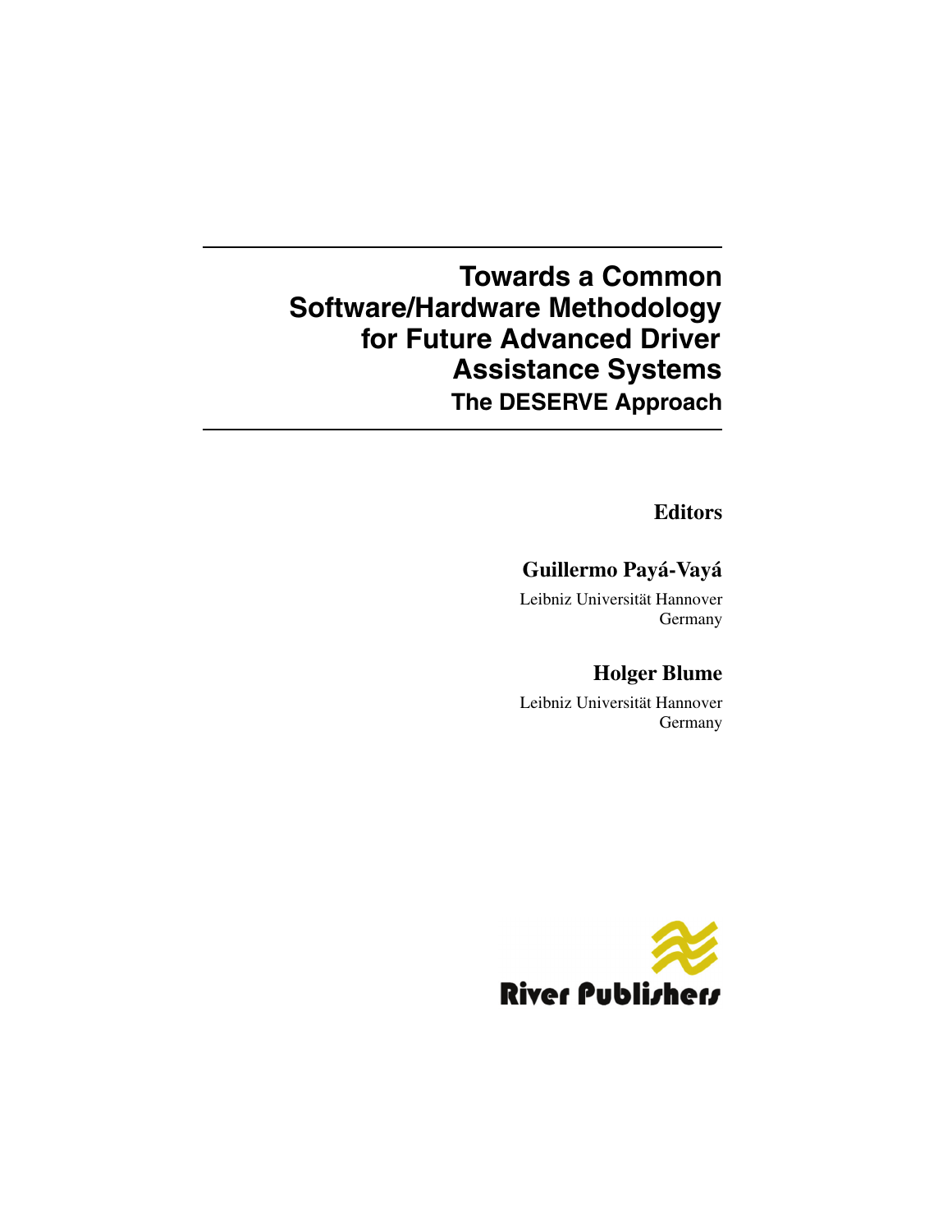# Towards a Common Software/Hardware Methodology for Future Advanced Driver Assistance Systems

## The DESERVE Approach

**Editors**

**Guillermo Payá-Vayá**

Leibniz Universität Hannover
Germany

**Holger Blume**

Leibniz Universität Hannover
Germany

River Publishers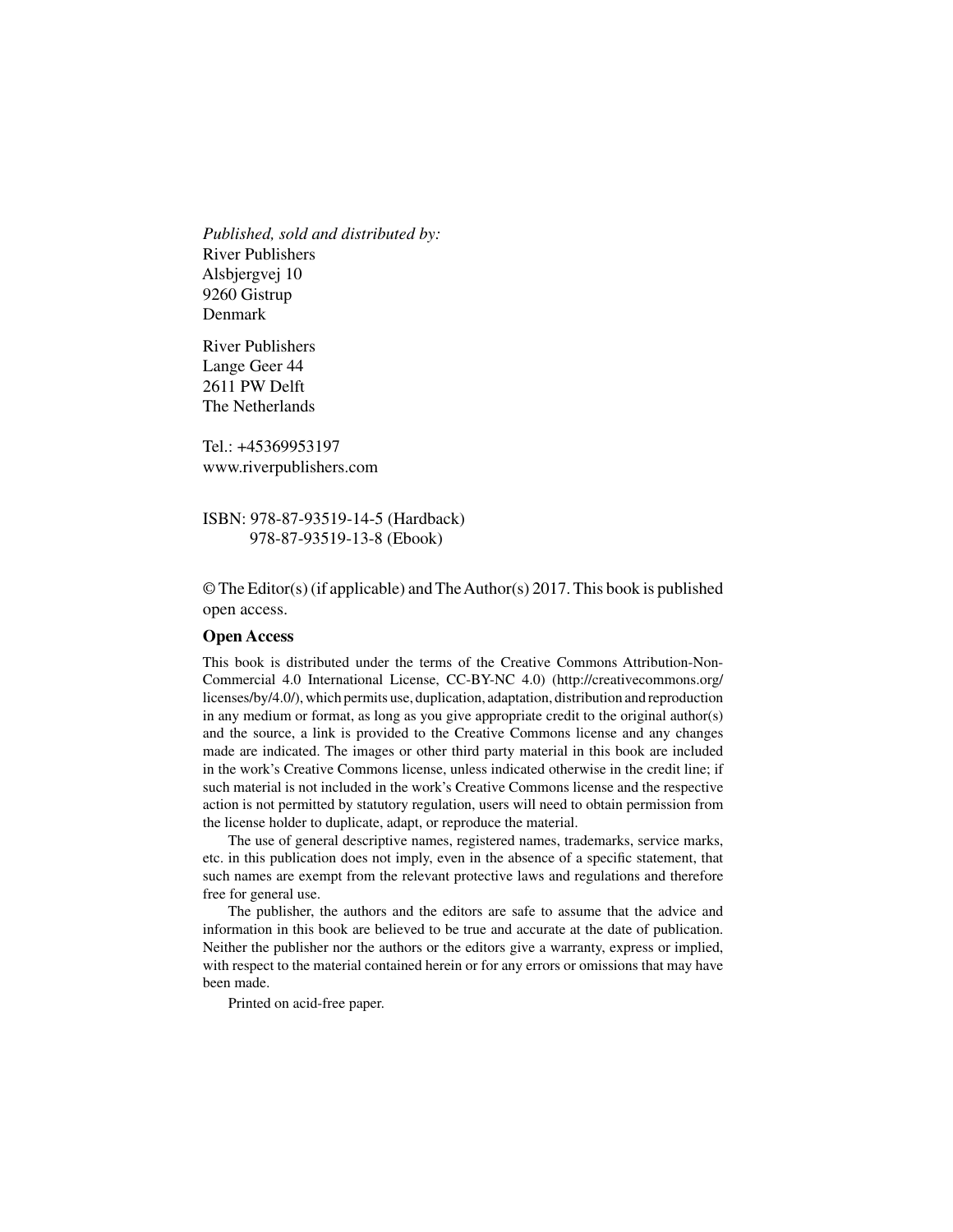*Published, sold and distributed by:*
River Publishers
Alsbjergvej 10
9260 Gistrup
Denmark

River Publishers
Lange Geer 44
2611 PW Delft
The Netherlands

Tel.: +45369953197
www.riverpublishers.com

ISBN: 978-87-93519-14-5 (Hardback)
978-87-93519-13-8 (Ebook)

© The Editor(s) (if applicable) and The Author(s) 2017. This book is published open access.

**Open Access**

This book is distributed under the terms of the Creative Commons Attribution-Non-Commercial 4.0 International License, CC-BY-NC 4.0) (http://creativecommons.org/licenses/by/4.0/), which permits use, duplication, adaptation, distribution and reproduction in any medium or format, as long as you give appropriate credit to the original author(s) and the source, a link is provided to the Creative Commons license and any changes made are indicated. The images or other third party material in this book are included in the work's Creative Commons license, unless indicated otherwise in the credit line; if such material is not included in the work's Creative Commons license and the respective action is not permitted by statutory regulation, users will need to obtain permission from the license holder to duplicate, adapt, or reproduce the material.

The use of general descriptive names, registered names, trademarks, service marks, etc. in this publication does not imply, even in the absence of a specific statement, that such names are exempt from the relevant protective laws and regulations and therefore free for general use.

The publisher, the authors and the editors are safe to assume that the advice and information in this book are believed to be true and accurate at the date of publication. Neither the publisher nor the authors or the editors give a warranty, express or implied, with respect to the material contained herein or for any errors or omissions that may have been made.

Printed on acid-free paper.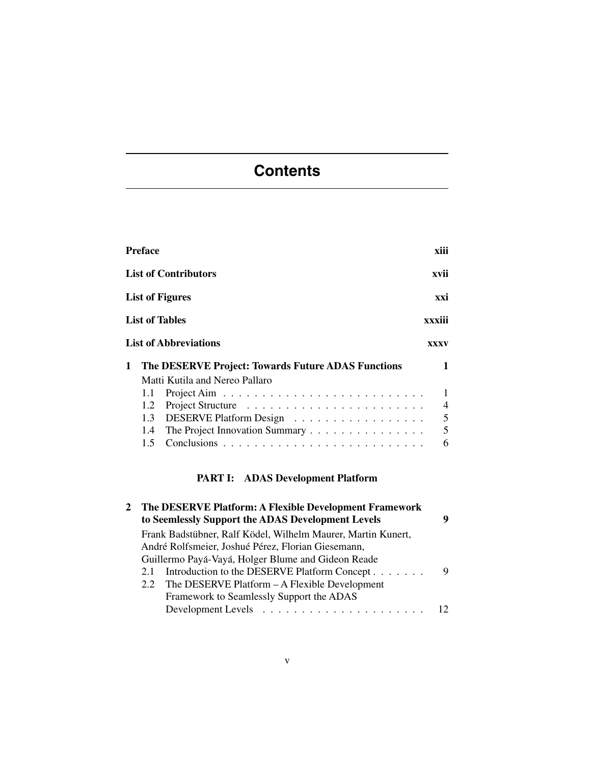# Contents

**Preface** **xiii**

**List of Contributors** **xvii**

**List of Figures** **xxi**

**List of Tables** **xxxiii**

**List of Abbreviations** **xxxv**

**1 The DESERVE Project: Towards Future ADAS Functions** **1**

Matti Kutila and Nereo Pallaro

- 1.1 Project Aim . . . . . . . . . . . . . . . . . . . . . . . . . . 1
- 1.2 Project Structure . . . . . . . . . . . . . . . . . . . . . . . 4
- 1.3 DESERVE Platform Design . . . . . . . . . . . . . . . . . 5
- 1.4 The Project Innovation Summary . . . . . . . . . . . . . . . 5
- 1.5 Conclusions . . . . . . . . . . . . . . . . . . . . . . . . . . 6

## PART I: ADAS Development Platform

**2 The DESERVE Platform: A Flexible Development Framework to Seemlessly Support the ADAS Development Levels** **9**

Frank Badstübner, Ralf Ködel, Wilhelm Maurer, Martin Kunert, André Rolfsmeier, Joshué Pérez, Florian Giesemann, Guillermo Payá-Vayá, Holger Blume and Gideon Reade

- 2.1 Introduction to the DESERVE Platform Concept . . . . . . . 9
- 2.2 The DESERVE Platform – A Flexible Development Framework to Seamlessly Support the ADAS Development Levels . . . . . . . . . . . . . . . . . . . . . 12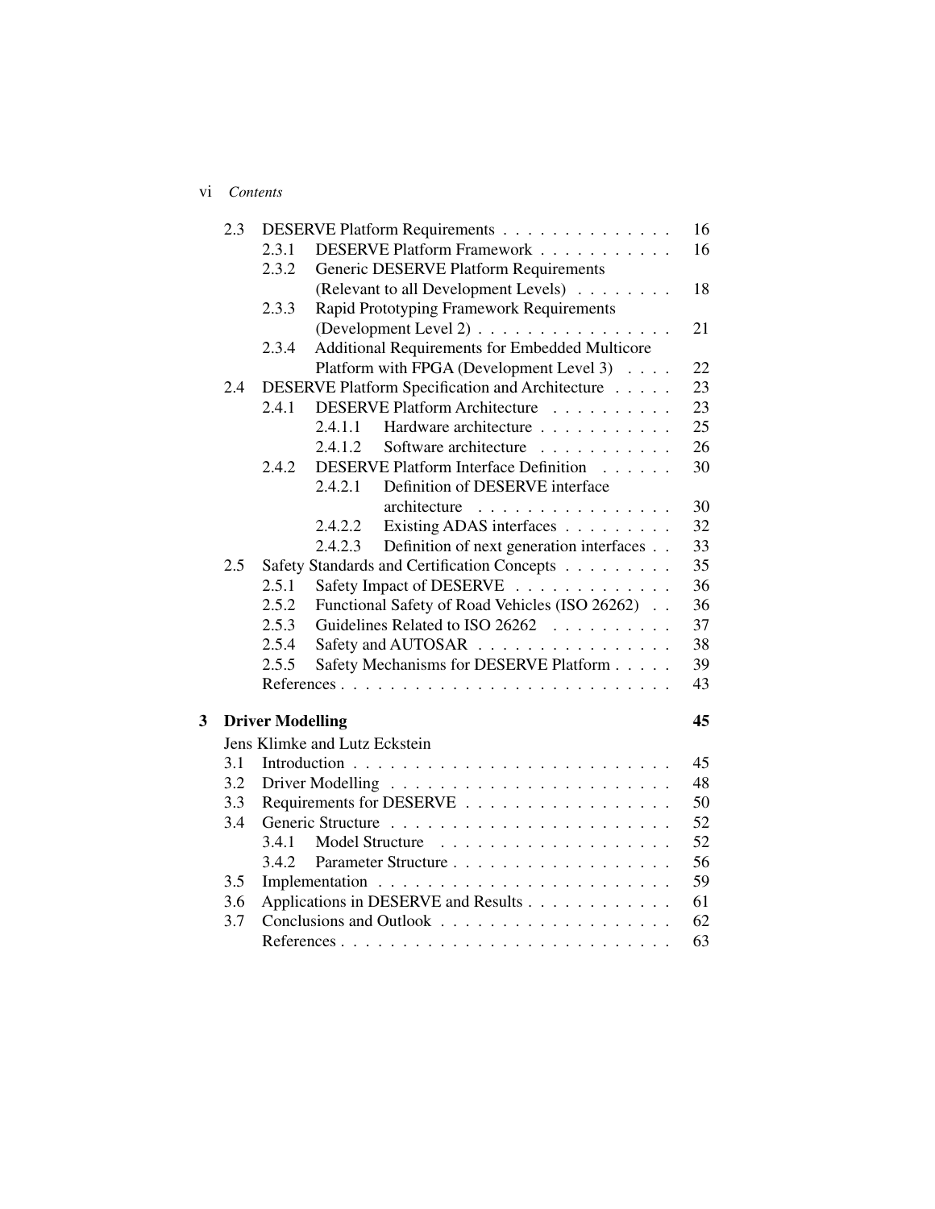| | | | |
|---|---|---|---|
| 2.3 | DESERVE Platform Requirements | | 16 |
| | 2.3.1 | DESERVE Platform Framework | 16 |
| | 2.3.2 | Generic DESERVE Platform Requirements (Relevant to all Development Levels) | 18 |
| | 2.3.3 | Rapid Prototyping Framework Requirements (Development Level 2) | 21 |
| | 2.3.4 | Additional Requirements for Embedded Multicore Platform with FPGA (Development Level 3) | 22 |
| 2.4 | DESERVE Platform Specification and Architecture | | 23 |
| | 2.4.1 | DESERVE Platform Architecture | 23 |
| | | 2.4.1.1 Hardware architecture | 25 |
| | | 2.4.1.2 Software architecture | 26 |
| | 2.4.2 | DESERVE Platform Interface Definition | 30 |
| | | 2.4.2.1 Definition of DESERVE interface architecture | 30 |
| | | 2.4.2.2 Existing ADAS interfaces | 32 |
| | | 2.4.2.3 Definition of next generation interfaces | 33 |
| 2.5 | Safety Standards and Certification Concepts | | 35 |
| | 2.5.1 | Safety Impact of DESERVE | 36 |
| | 2.5.2 | Functional Safety of Road Vehicles (ISO 26262) | 36 |
| | 2.5.3 | Guidelines Related to ISO 26262 | 37 |
| | 2.5.4 | Safety and AUTOSAR | 38 |
| | 2.5.5 | Safety Mechanisms for DESERVE Platform | 39 |
| | References | | 43 |

**3 Driver Modelling** **45**

Jens Klimke and Lutz Eckstein

| | | | |
|---|---|---|---|
| 3.1 | Introduction | | 45 |
| 3.2 | Driver Modelling | | 48 |
| 3.3 | Requirements for DESERVE | | 50 |
| 3.4 | Generic Structure | | 52 |
| | 3.4.1 | Model Structure | 52 |
| | 3.4.2 | Parameter Structure | 56 |
| 3.5 | Implementation | | 59 |
| 3.6 | Applications in DESERVE and Results | | 61 |
| 3.7 | Conclusions and Outlook | | 62 |
| | References | | 63 |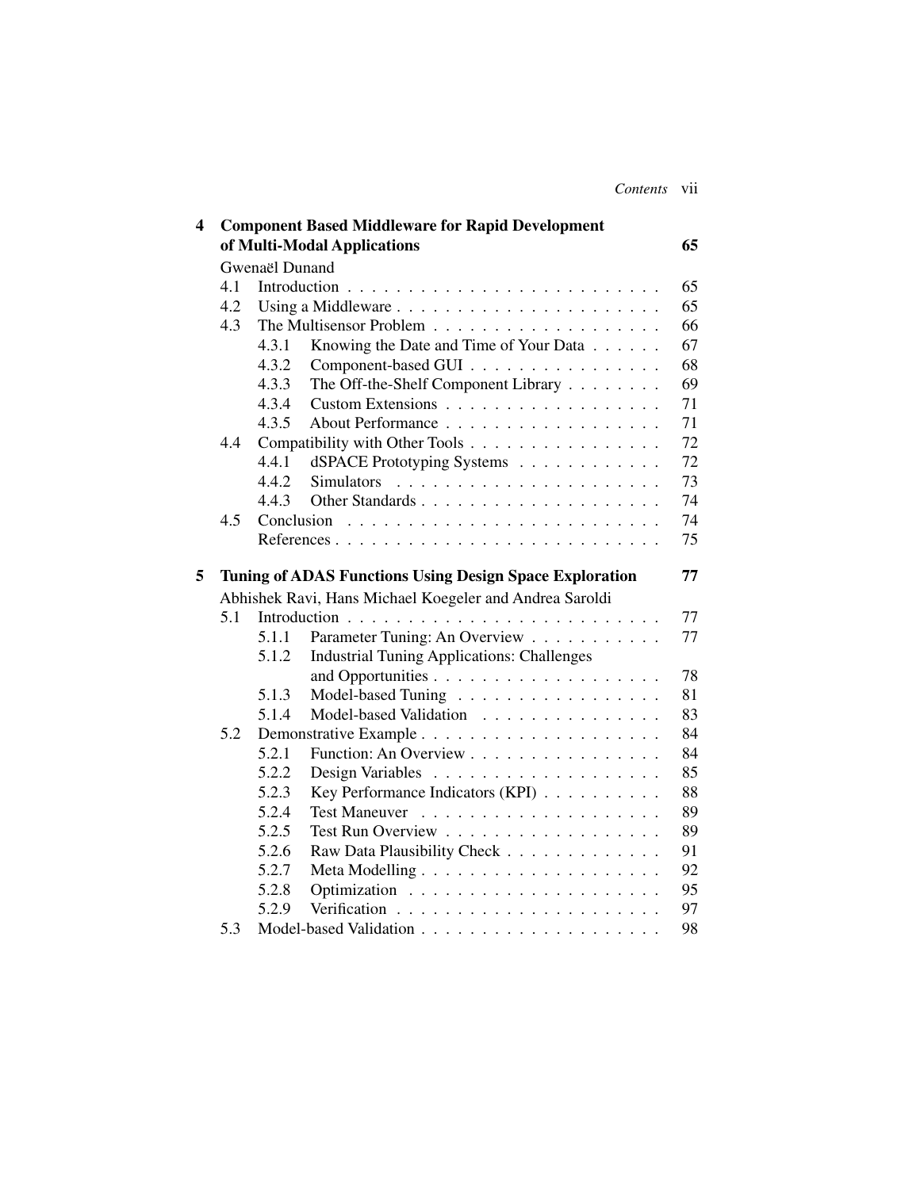**4 Component Based Middleware for Rapid Development of Multi-Modal Applications** 65

Gwenaël Dunand

- 4.1 Introduction . . . 65
- 4.2 Using a Middleware . . . 65
- 4.3 The Multisensor Problem . . . 66
  - 4.3.1 Knowing the Date and Time of Your Data . . . 67
  - 4.3.2 Component-based GUI . . . 68
  - 4.3.3 The Off-the-Shelf Component Library . . . 69
  - 4.3.4 Custom Extensions . . . 71
  - 4.3.5 About Performance . . . 71
- 4.4 Compatibility with Other Tools . . . 72
  - 4.4.1 dSPACE Prototyping Systems . . . 72
  - 4.4.2 Simulators . . . 73
  - 4.4.3 Other Standards . . . 74
- 4.5 Conclusion . . . 74
- References . . . 75

**5 Tuning of ADAS Functions Using Design Space Exploration** 77

Abhishek Ravi, Hans Michael Koegeler and Andrea Saroldi

- 5.1 Introduction . . . 77
  - 5.1.1 Parameter Tuning: An Overview . . . 77
  - 5.1.2 Industrial Tuning Applications: Challenges and Opportunities . . . 78
  - 5.1.3 Model-based Tuning . . . 81
  - 5.1.4 Model-based Validation . . . 83
- 5.2 Demonstrative Example . . . 84
  - 5.2.1 Function: An Overview . . . 84
  - 5.2.2 Design Variables . . . 85
  - 5.2.3 Key Performance Indicators (KPI) . . . 88
  - 5.2.4 Test Maneuver . . . 89
  - 5.2.5 Test Run Overview . . . 89
  - 5.2.6 Raw Data Plausibility Check . . . 91
  - 5.2.7 Meta Modelling . . . 92
  - 5.2.8 Optimization . . . 95
  - 5.2.9 Verification . . . 97
- 5.3 Model-based Validation . . . 98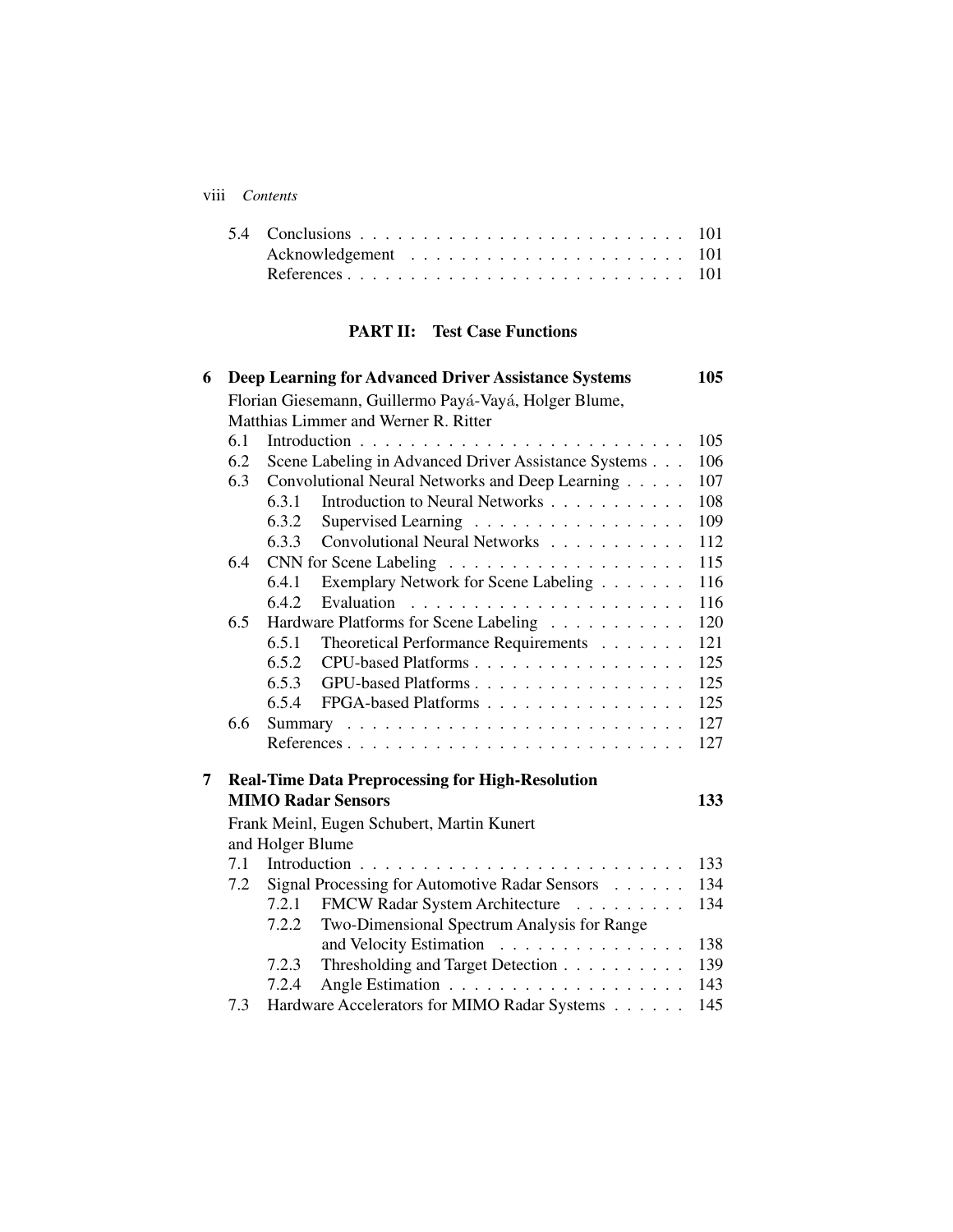| | | |
|---|---|---|
| 5.4 | Conclusions | 101 |
| | Acknowledgement | 101 |
| | References | 101 |

## PART II: Test Case Functions

| | | | |
|---|---|---|---|
| **6** | **Deep Learning for Advanced Driver Assistance Systems** | | **105** |
| | Florian Giesemann, Guillermo Payá-Vayá, Holger Blume, Matthias Limmer and Werner R. Ritter | | |
| | 6.1 | Introduction | 105 |
| | 6.2 | Scene Labeling in Advanced Driver Assistance Systems | 106 |
| | 6.3 | Convolutional Neural Networks and Deep Learning | 107 |
| | | 6.3.1 Introduction to Neural Networks | 108 |
| | | 6.3.2 Supervised Learning | 109 |
| | | 6.3.3 Convolutional Neural Networks | 112 |
| | 6.4 | CNN for Scene Labeling | 115 |
| | | 6.4.1 Exemplary Network for Scene Labeling | 116 |
| | | 6.4.2 Evaluation | 116 |
| | 6.5 | Hardware Platforms for Scene Labeling | 120 |
| | | 6.5.1 Theoretical Performance Requirements | 121 |
| | | 6.5.2 CPU-based Platforms | 125 |
| | | 6.5.3 GPU-based Platforms | 125 |
| | | 6.5.4 FPGA-based Platforms | 125 |
| | 6.6 | Summary | 127 |
| | | References | 127 |
| **7** | **Real-Time Data Preprocessing for High-Resolution MIMO Radar Sensors** | | **133** |
| | Frank Meinl, Eugen Schubert, Martin Kunert and Holger Blume | | |
| | 7.1 | Introduction | 133 |
| | 7.2 | Signal Processing for Automotive Radar Sensors | 134 |
| | | 7.2.1 FMCW Radar System Architecture | 134 |
| | | 7.2.2 Two-Dimensional Spectrum Analysis for Range and Velocity Estimation | 138 |
| | | 7.2.3 Thresholding and Target Detection | 139 |
| | | 7.2.4 Angle Estimation | 143 |
| | 7.3 | Hardware Accelerators for MIMO Radar Systems | 145 |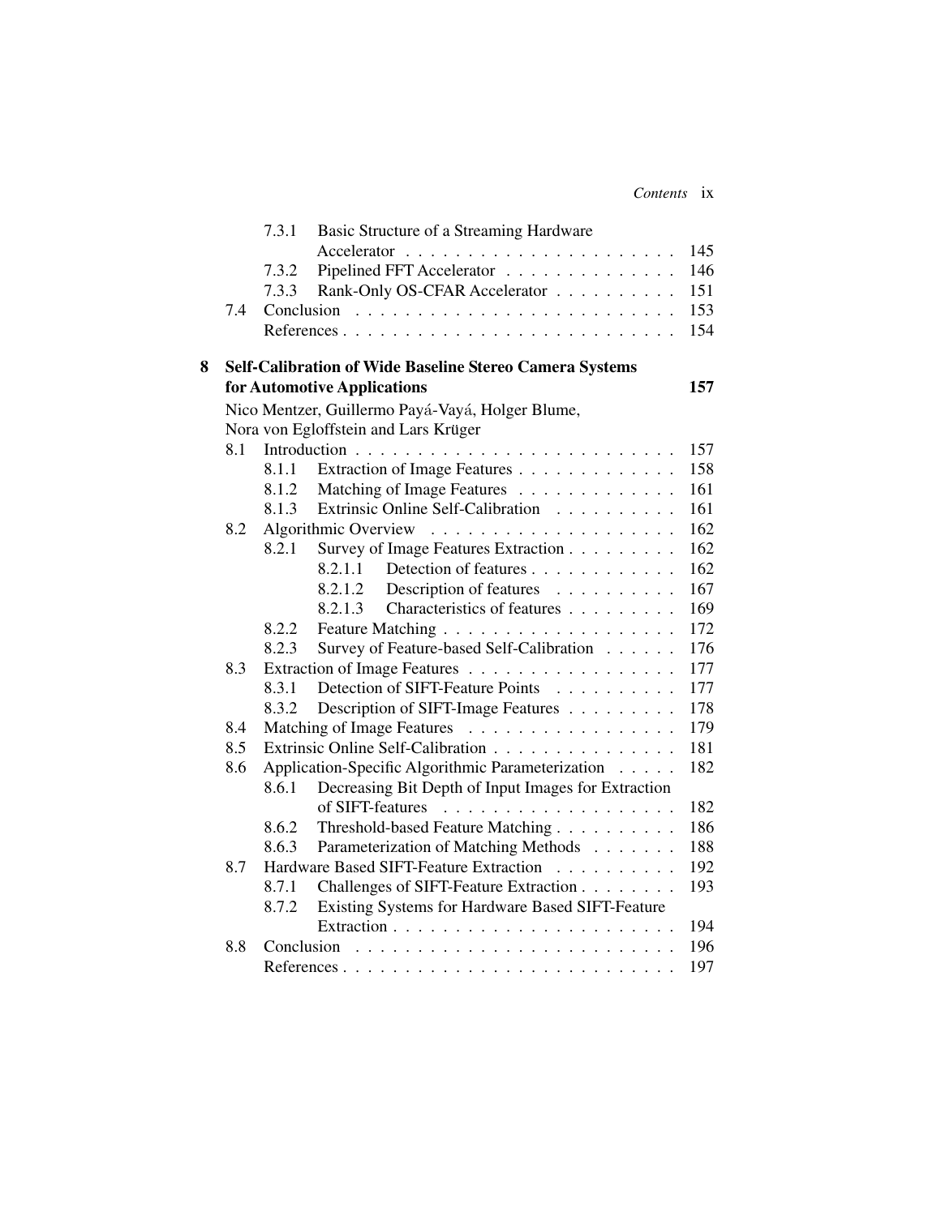7.3.1 Basic Structure of a Streaming Hardware Accelerator . . . . . . . . . . . . . . . . . . . . . . 145
7.3.2 Pipelined FFT Accelerator . . . . . . . . . . . . . . 146
7.3.3 Rank-Only OS-CFAR Accelerator . . . . . . . . . . 151
7.4 Conclusion . . . . . . . . . . . . . . . . . . . . . . . . . . 153
References . . . . . . . . . . . . . . . . . . . . . . . . . . . 154

**8 Self-Calibration of Wide Baseline Stereo Camera Systems for Automotive Applications** **157**

Nico Mentzer, Guillermo Payá-Vayá, Holger Blume, Nora von Egloffstein and Lars Krüger

8.1 Introduction . . . . . . . . . . . . . . . . . . . . . . . . . . 157
8.1.1 Extraction of Image Features . . . . . . . . . . . . . 158
8.1.2 Matching of Image Features . . . . . . . . . . . . . 161
8.1.3 Extrinsic Online Self-Calibration . . . . . . . . . . 161
8.2 Algorithmic Overview . . . . . . . . . . . . . . . . . . . . 162
8.2.1 Survey of Image Features Extraction . . . . . . . . . 162
8.2.1.1 Detection of features . . . . . . . . . . . . 162
8.2.1.2 Description of features . . . . . . . . . . 167
8.2.1.3 Characteristics of features . . . . . . . . . 169
8.2.2 Feature Matching . . . . . . . . . . . . . . . . . . . 172
8.2.3 Survey of Feature-based Self-Calibration . . . . . . 176
8.3 Extraction of Image Features . . . . . . . . . . . . . . . . . 177
8.3.1 Detection of SIFT-Feature Points . . . . . . . . . . 177
8.3.2 Description of SIFT-Image Features . . . . . . . . . 178
8.4 Matching of Image Features . . . . . . . . . . . . . . . . . 179
8.5 Extrinsic Online Self-Calibration . . . . . . . . . . . . . . . 181
8.6 Application-Specific Algorithmic Parameterization . . . . . 182
8.6.1 Decreasing Bit Depth of Input Images for Extraction of SIFT-features . . . . . . . . . . . . . . . . . . . 182
8.6.2 Threshold-based Feature Matching . . . . . . . . . . 186
8.6.3 Parameterization of Matching Methods . . . . . . . 188
8.7 Hardware Based SIFT-Feature Extraction . . . . . . . . . . 192
8.7.1 Challenges of SIFT-Feature Extraction . . . . . . . . 193
8.7.2 Existing Systems for Hardware Based SIFT-Feature Extraction . . . . . . . . . . . . . . . . . . . . . . . 194
8.8 Conclusion . . . . . . . . . . . . . . . . . . . . . . . . . . 196
References . . . . . . . . . . . . . . . . . . . . . . . . . . . 197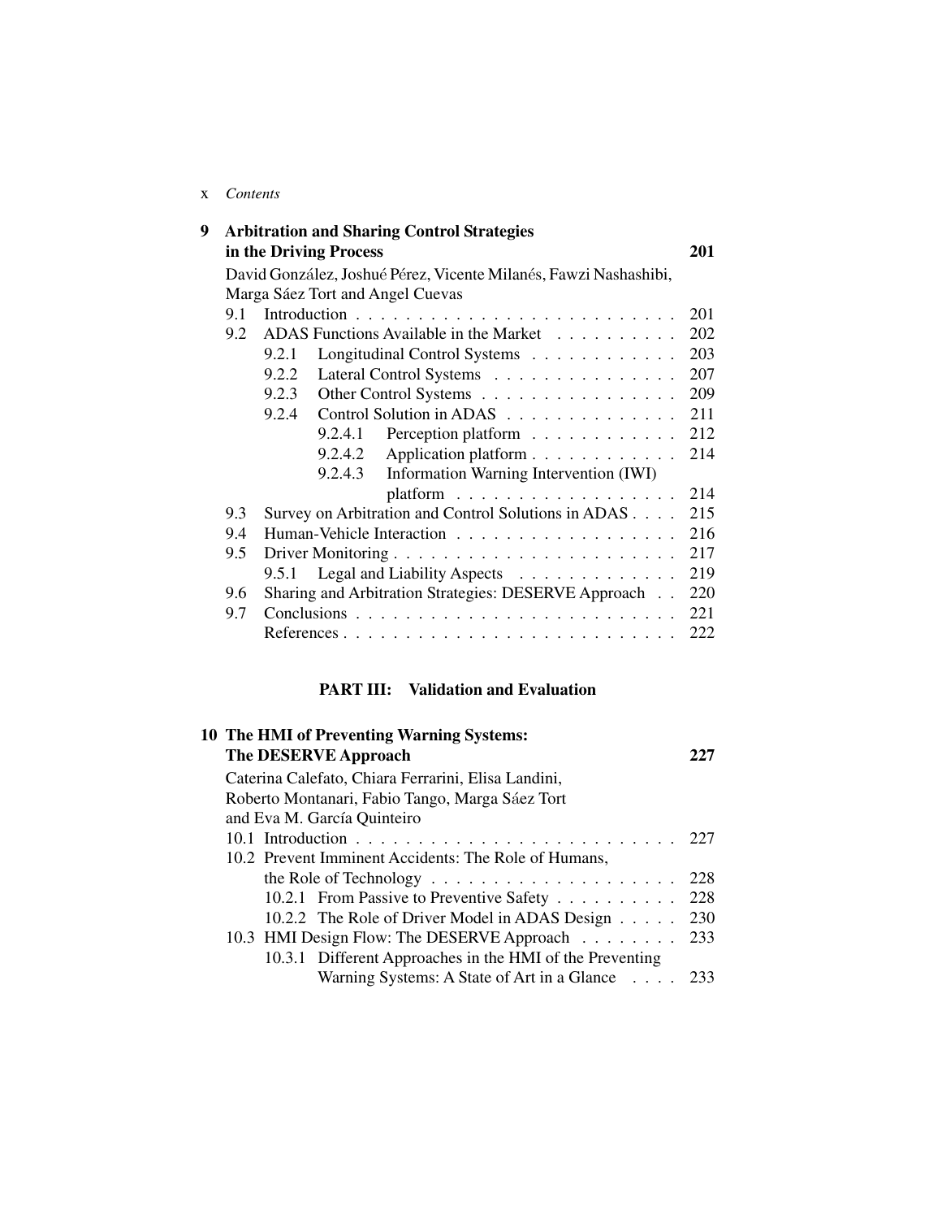**9 Arbitration and Sharing Control Strategies in the Driving Process** 201

David González, Joshué Pérez, Vicente Milanés, Fawzi Nashashibi, Marga Sáez Tort and Angel Cuevas

- 9.1 Introduction . . . . . . . . . . . . . . . . . . . . . . . . . . 201
- 9.2 ADAS Functions Available in the Market . . . . . . . . . . 202
  - 9.2.1 Longitudinal Control Systems . . . . . . . . . . . . 203
  - 9.2.2 Lateral Control Systems . . . . . . . . . . . . . . . 207
  - 9.2.3 Other Control Systems . . . . . . . . . . . . . . . . 209
  - 9.2.4 Control Solution in ADAS . . . . . . . . . . . . . . 211
    - 9.2.4.1 Perception platform . . . . . . . . . . . . 212
    - 9.2.4.2 Application platform . . . . . . . . . . . . 214
    - 9.2.4.3 Information Warning Intervention (IWI) platform . . . . . . . . . . . . . . . . . . 214
- 9.3 Survey on Arbitration and Control Solutions in ADAS . . . . 215
- 9.4 Human-Vehicle Interaction . . . . . . . . . . . . . . . . . . 216
- 9.5 Driver Monitoring . . . . . . . . . . . . . . . . . . . . . . . 217
  - 9.5.1 Legal and Liability Aspects . . . . . . . . . . . . . 219
- 9.6 Sharing and Arbitration Strategies: DESERVE Approach . . 220
- 9.7 Conclusions . . . . . . . . . . . . . . . . . . . . . . . . . . 221
- References . . . . . . . . . . . . . . . . . . . . . . . . . . . 222

## PART III: Validation and Evaluation

**10 The HMI of Preventing Warning Systems: The DESERVE Approach** 227

Caterina Calefato, Chiara Ferrarini, Elisa Landini, Roberto Montanari, Fabio Tango, Marga Sáez Tort and Eva M. García Quinteiro

- 10.1 Introduction . . . . . . . . . . . . . . . . . . . . . . . . . . 227
- 10.2 Prevent Imminent Accidents: The Role of Humans, the Role of Technology . . . . . . . . . . . . . . . . . . . . 228
  - 10.2.1 From Passive to Preventive Safety . . . . . . . . . . 228
  - 10.2.2 The Role of Driver Model in ADAS Design . . . . . 230
- 10.3 HMI Design Flow: The DESERVE Approach . . . . . . . . 233
  - 10.3.1 Different Approaches in the HMI of the Preventing Warning Systems: A State of Art in a Glance . . . . 233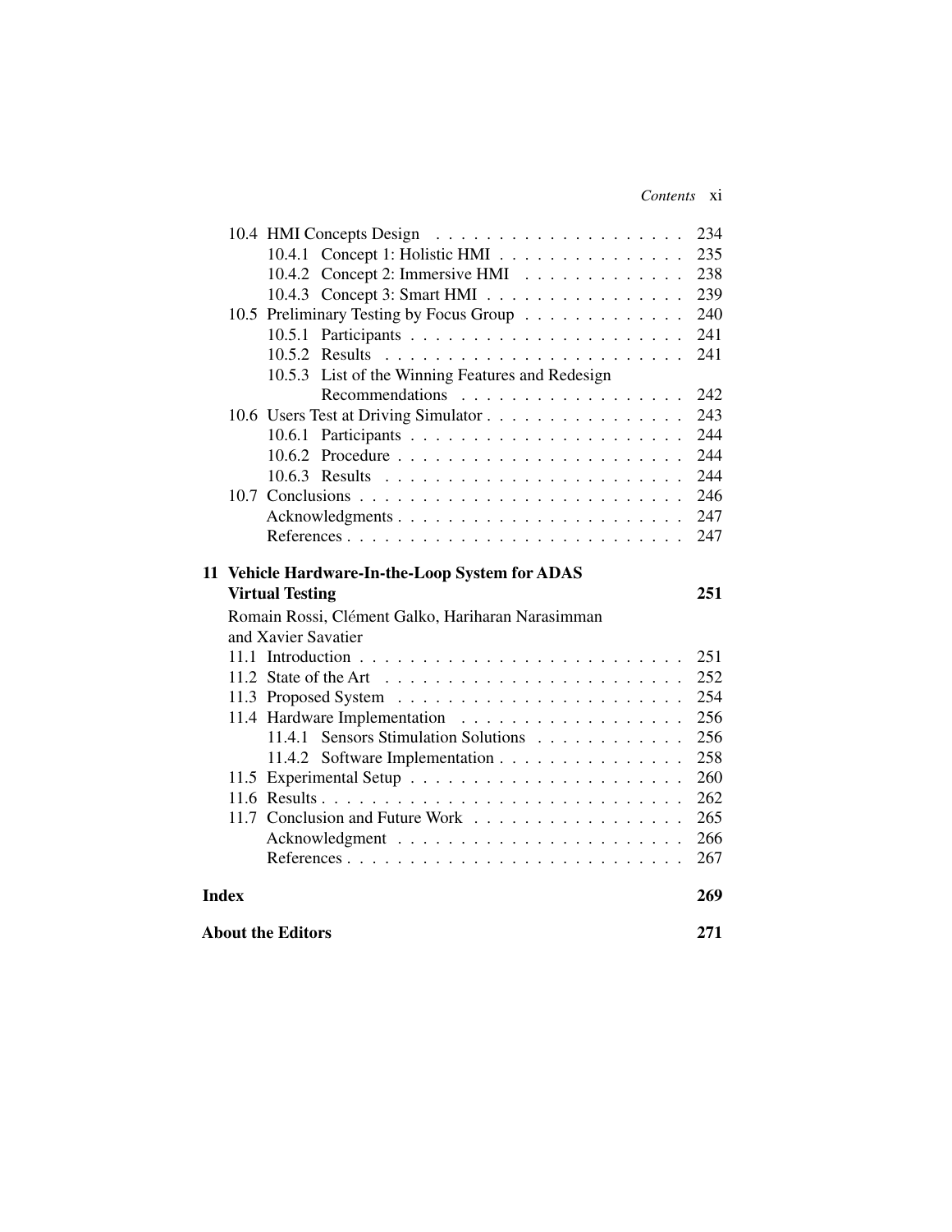10.4 HMI Concepts Design . . . . . . . . . . . . . . . . . . . . 234
  10.4.1 Concept 1: Holistic HMI . . . . . . . . . . . . . . . 235
  10.4.2 Concept 2: Immersive HMI . . . . . . . . . . . . . 238
  10.4.3 Concept 3: Smart HMI . . . . . . . . . . . . . . . . 239
10.5 Preliminary Testing by Focus Group . . . . . . . . . . . . . 240
  10.5.1 Participants . . . . . . . . . . . . . . . . . . . . . . 241
  10.5.2 Results . . . . . . . . . . . . . . . . . . . . . . . . 241
  10.5.3 List of the Winning Features and Redesign Recommendations . . . . . . . . . . . . . . . . . . 242
10.6 Users Test at Driving Simulator . . . . . . . . . . . . . . . . 243
  10.6.1 Participants . . . . . . . . . . . . . . . . . . . . . . 244
  10.6.2 Procedure . . . . . . . . . . . . . . . . . . . . . . . 244
  10.6.3 Results . . . . . . . . . . . . . . . . . . . . . . . . 244
10.7 Conclusions . . . . . . . . . . . . . . . . . . . . . . . . . . 246
Acknowledgments . . . . . . . . . . . . . . . . . . . . . . . 247
References . . . . . . . . . . . . . . . . . . . . . . . . . . 247

**11 Vehicle Hardware-In-the-Loop System for ADAS Virtual Testing** **251**

Romain Rossi, Clément Galko, Hariharan Narasimman and Xavier Savatier

11.1 Introduction . . . . . . . . . . . . . . . . . . . . . . . . . . 251
11.2 State of the Art . . . . . . . . . . . . . . . . . . . . . . . . 252
11.3 Proposed System . . . . . . . . . . . . . . . . . . . . . . . 254
11.4 Hardware Implementation . . . . . . . . . . . . . . . . . . 256
  11.4.1 Sensors Stimulation Solutions . . . . . . . . . . . . 256
  11.4.2 Software Implementation . . . . . . . . . . . . . . . 258
11.5 Experimental Setup . . . . . . . . . . . . . . . . . . . . . . 260
11.6 Results . . . . . . . . . . . . . . . . . . . . . . . . . . . . . 262
11.7 Conclusion and Future Work . . . . . . . . . . . . . . . . . 265
Acknowledgment . . . . . . . . . . . . . . . . . . . . . . . 266
References . . . . . . . . . . . . . . . . . . . . . . . . . . 267

**Index** **269**

**About the Editors** **271**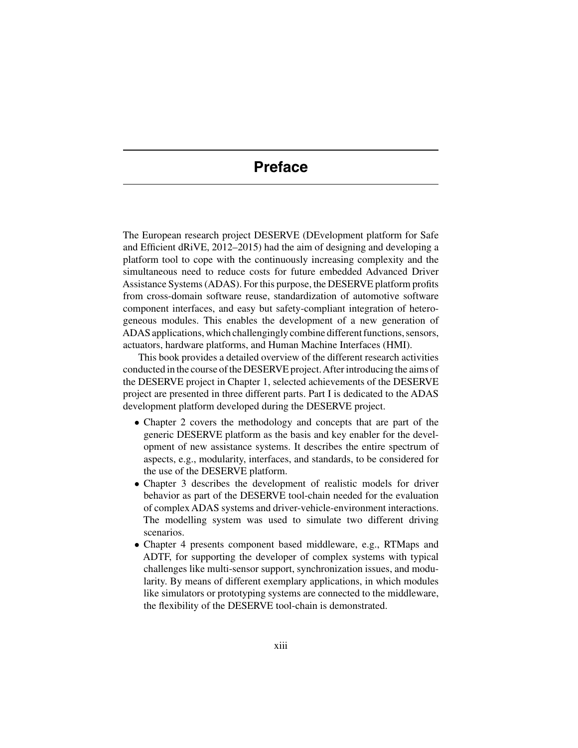# Preface

The European research project DESERVE (DEvelopment platform for Safe and Efficient dRiVE, 2012–2015) had the aim of designing and developing a platform tool to cope with the continuously increasing complexity and the simultaneous need to reduce costs for future embedded Advanced Driver Assistance Systems (ADAS). For this purpose, the DESERVE platform profits from cross-domain software reuse, standardization of automotive software component interfaces, and easy but safety-compliant integration of heterogeneous modules. This enables the development of a new generation of ADAS applications, which challengingly combine different functions, sensors, actuators, hardware platforms, and Human Machine Interfaces (HMI).

This book provides a detailed overview of the different research activities conducted in the course of the DESERVE project. After introducing the aims of the DESERVE project in Chapter 1, selected achievements of the DESERVE project are presented in three different parts. Part I is dedicated to the ADAS development platform developed during the DESERVE project.

- Chapter 2 covers the methodology and concepts that are part of the generic DESERVE platform as the basis and key enabler for the development of new assistance systems. It describes the entire spectrum of aspects, e.g., modularity, interfaces, and standards, to be considered for the use of the DESERVE platform.
- Chapter 3 describes the development of realistic models for driver behavior as part of the DESERVE tool-chain needed for the evaluation of complex ADAS systems and driver-vehicle-environment interactions. The modelling system was used to simulate two different driving scenarios.
- Chapter 4 presents component based middleware, e.g., RTMaps and ADTF, for supporting the developer of complex systems with typical challenges like multi-sensor support, synchronization issues, and modularity. By means of different exemplary applications, in which modules like simulators or prototyping systems are connected to the middleware, the flexibility of the DESERVE tool-chain is demonstrated.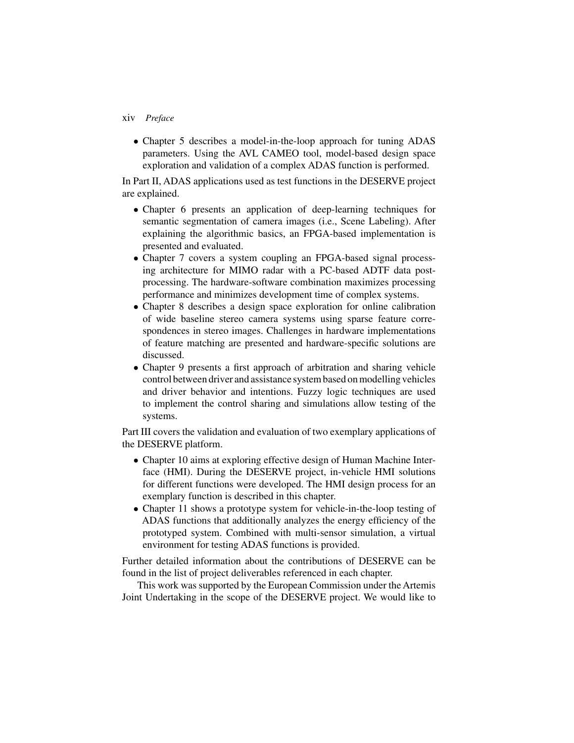- Chapter 5 describes a model-in-the-loop approach for tuning ADAS parameters. Using the AVL CAMEO tool, model-based design space exploration and validation of a complex ADAS function is performed.

In Part II, ADAS applications used as test functions in the DESERVE project are explained.

- Chapter 6 presents an application of deep-learning techniques for semantic segmentation of camera images (i.e., Scene Labeling). After explaining the algorithmic basics, an FPGA-based implementation is presented and evaluated.
- Chapter 7 covers a system coupling an FPGA-based signal processing architecture for MIMO radar with a PC-based ADTF data post-processing. The hardware-software combination maximizes processing performance and minimizes development time of complex systems.
- Chapter 8 describes a design space exploration for online calibration of wide baseline stereo camera systems using sparse feature correspondences in stereo images. Challenges in hardware implementations of feature matching are presented and hardware-specific solutions are discussed.
- Chapter 9 presents a first approach of arbitration and sharing vehicle control between driver and assistance system based on modelling vehicles and driver behavior and intentions. Fuzzy logic techniques are used to implement the control sharing and simulations allow testing of the systems.

Part III covers the validation and evaluation of two exemplary applications of the DESERVE platform.

- Chapter 10 aims at exploring effective design of Human Machine Interface (HMI). During the DESERVE project, in-vehicle HMI solutions for different functions were developed. The HMI design process for an exemplary function is described in this chapter.
- Chapter 11 shows a prototype system for vehicle-in-the-loop testing of ADAS functions that additionally analyzes the energy efficiency of the prototyped system. Combined with multi-sensor simulation, a virtual environment for testing ADAS functions is provided.

Further detailed information about the contributions of DESERVE can be found in the list of project deliverables referenced in each chapter.

This work was supported by the European Commission under the Artemis Joint Undertaking in the scope of the DESERVE project. We would like to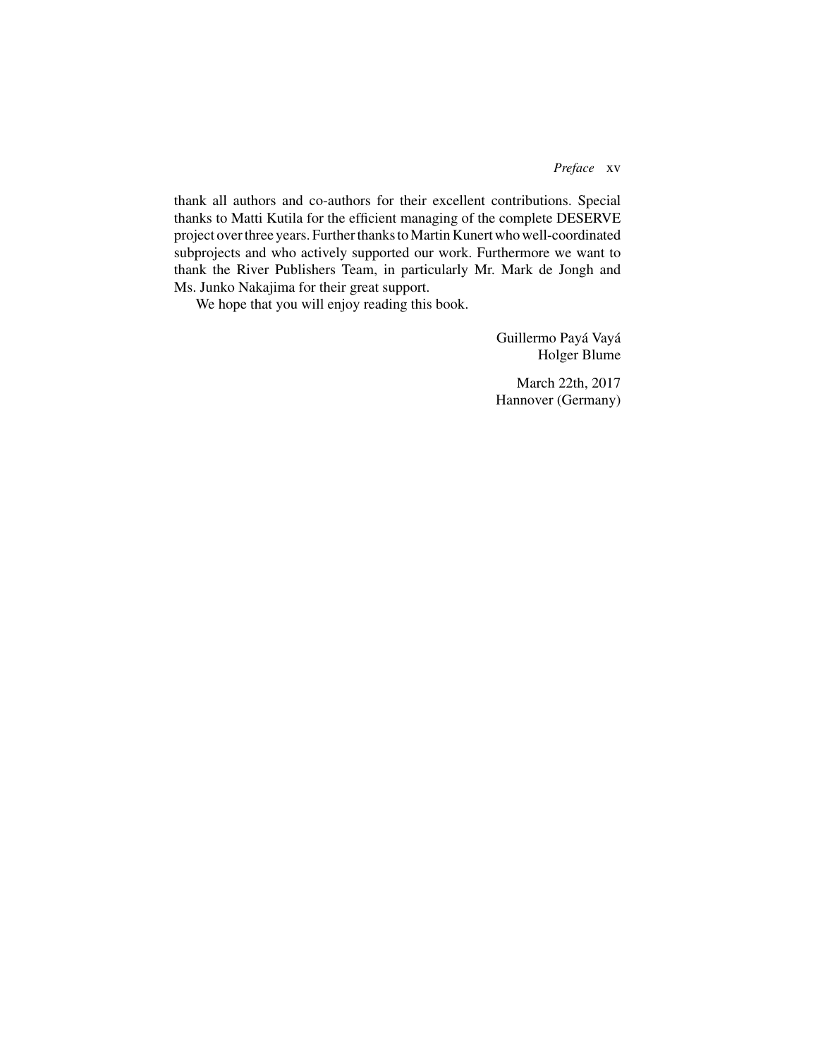thank all authors and co-authors for their excellent contributions. Special thanks to Matti Kutila for the efficient managing of the complete DESERVE project over three years. Further thanks to Martin Kunert who well-coordinated subprojects and who actively supported our work. Furthermore we want to thank the River Publishers Team, in particularly Mr. Mark de Jongh and Ms. Junko Nakajima for their great support.

We hope that you will enjoy reading this book.

Guillermo Payá Vayá
Holger Blume

March 22th, 2017
Hannover (Germany)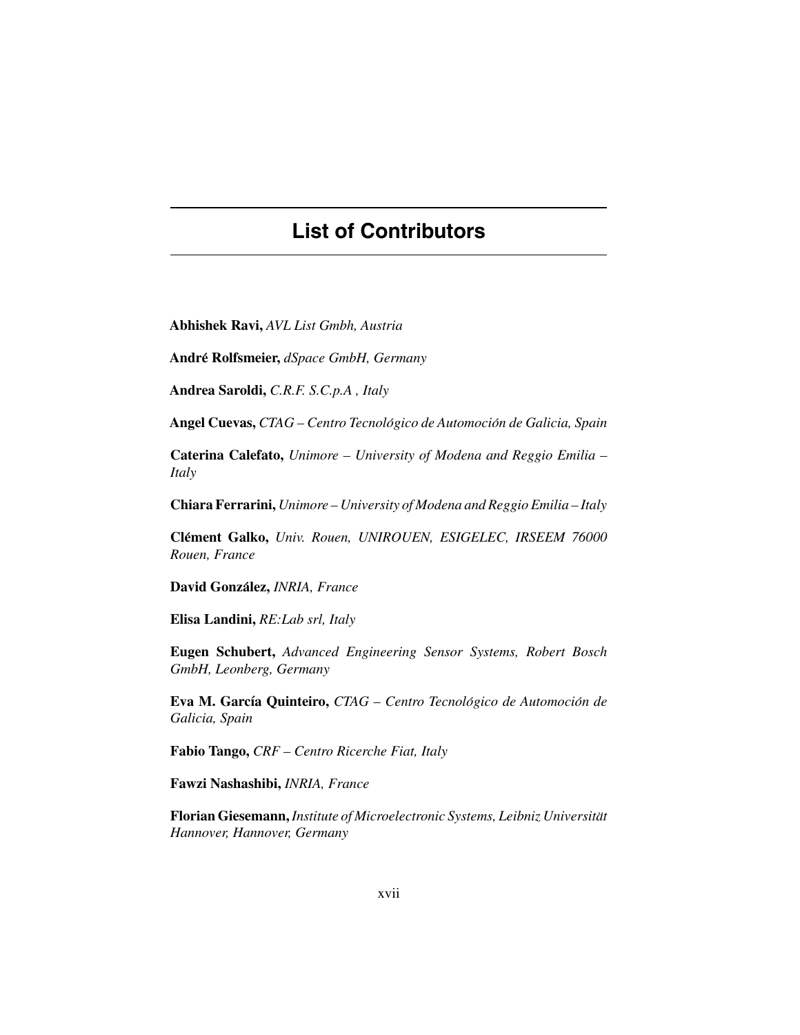# List of Contributors

**Abhishek Ravi,** *AVL List Gmbh, Austria*

**André Rolfsmeier,** *dSpace GmbH, Germany*

**Andrea Saroldi,** *C.R.F. S.C.p.A , Italy*

**Angel Cuevas,** *CTAG – Centro Tecnológico de Automoción de Galicia, Spain*

**Caterina Calefato,** *Unimore – University of Modena and Reggio Emilia – Italy*

**Chiara Ferrarini,** *Unimore – University of Modena and Reggio Emilia – Italy*

**Clément Galko,** *Univ. Rouen, UNIROUEN, ESIGELEC, IRSEEM 76000 Rouen, France*

**David González,** *INRIA, France*

**Elisa Landini,** *RE:Lab srl, Italy*

**Eugen Schubert,** *Advanced Engineering Sensor Systems, Robert Bosch GmbH, Leonberg, Germany*

**Eva M. García Quinteiro,** *CTAG – Centro Tecnológico de Automoción de Galicia, Spain*

**Fabio Tango,** *CRF – Centro Ricerche Fiat, Italy*

**Fawzi Nashashibi,** *INRIA, France*

**Florian Giesemann,** *Institute of Microelectronic Systems, Leibniz Universität Hannover, Hannover, Germany*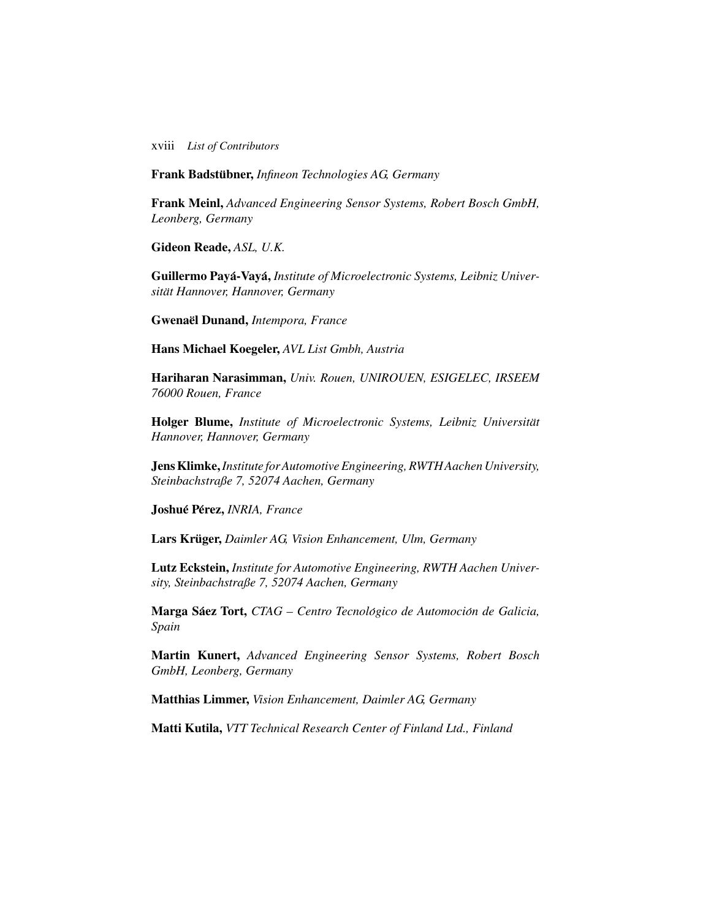**Frank Badstübner,** *Infineon Technologies AG, Germany*

**Frank Meinl,** *Advanced Engineering Sensor Systems, Robert Bosch GmbH, Leonberg, Germany*

**Gideon Reade,** *ASL, U.K.*

**Guillermo Payá-Vayá,** *Institute of Microelectronic Systems, Leibniz Universität Hannover, Hannover, Germany*

**Gwenaël Dunand,** *Intempora, France*

**Hans Michael Koegeler,** *AVL List Gmbh, Austria*

**Hariharan Narasimman,** *Univ. Rouen, UNIROUEN, ESIGELEC, IRSEEM 76000 Rouen, France*

**Holger Blume,** *Institute of Microelectronic Systems, Leibniz Universität Hannover, Hannover, Germany*

**Jens Klimke,** *Institute for Automotive Engineering, RWTH Aachen University, Steinbachstraße 7, 52074 Aachen, Germany*

**Joshué Pérez,** *INRIA, France*

**Lars Krüger,** *Daimler AG, Vision Enhancement, Ulm, Germany*

**Lutz Eckstein,** *Institute for Automotive Engineering, RWTH Aachen University, Steinbachstraße 7, 52074 Aachen, Germany*

**Marga Sáez Tort,** *CTAG – Centro Tecnológico de Automoción de Galicia, Spain*

**Martin Kunert,** *Advanced Engineering Sensor Systems, Robert Bosch GmbH, Leonberg, Germany*

**Matthias Limmer,** *Vision Enhancement, Daimler AG, Germany*

**Matti Kutila,** *VTT Technical Research Center of Finland Ltd., Finland*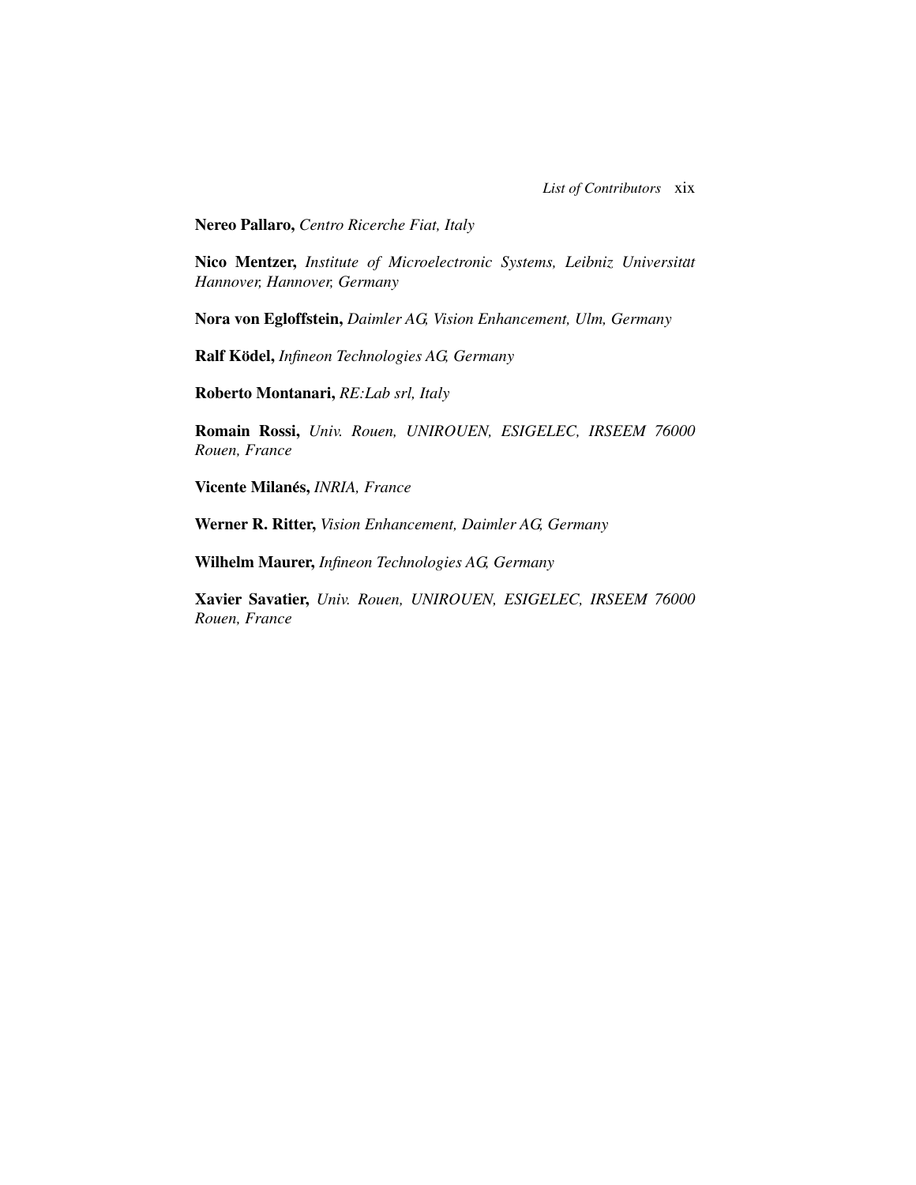**Nereo Pallaro,** *Centro Ricerche Fiat, Italy*

**Nico Mentzer,** *Institute of Microelectronic Systems, Leibniz Universität Hannover, Hannover, Germany*

**Nora von Egloffstein,** *Daimler AG, Vision Enhancement, Ulm, Germany*

**Ralf Ködel,** *Infineon Technologies AG, Germany*

**Roberto Montanari,** *RE:Lab srl, Italy*

**Romain Rossi,** *Univ. Rouen, UNIROUEN, ESIGELEC, IRSEEM 76000 Rouen, France*

**Vicente Milanés,** *INRIA, France*

**Werner R. Ritter,** *Vision Enhancement, Daimler AG, Germany*

**Wilhelm Maurer,** *Infineon Technologies AG, Germany*

**Xavier Savatier,** *Univ. Rouen, UNIROUEN, ESIGELEC, IRSEEM 76000 Rouen, France*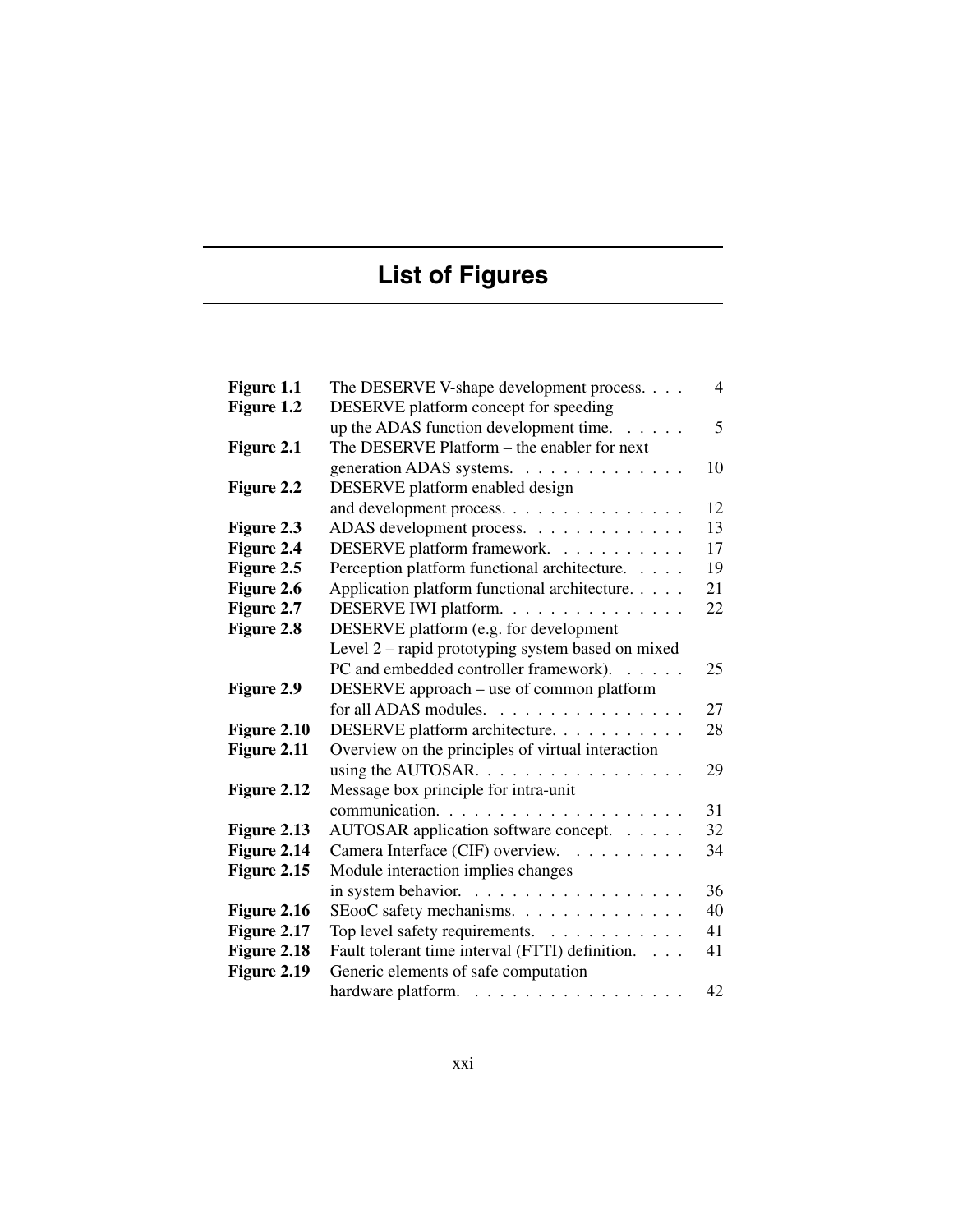# List of Figures

| | | |
|---|---|---|
| **Figure 1.1** | The DESERVE V-shape development process. | 4 |
| **Figure 1.2** | DESERVE platform concept for speeding up the ADAS function development time. | 5 |
| **Figure 2.1** | The DESERVE Platform – the enabler for next generation ADAS systems. | 10 |
| **Figure 2.2** | DESERVE platform enabled design and development process. | 12 |
| **Figure 2.3** | ADAS development process. | 13 |
| **Figure 2.4** | DESERVE platform framework. | 17 |
| **Figure 2.5** | Perception platform functional architecture. | 19 |
| **Figure 2.6** | Application platform functional architecture. | 21 |
| **Figure 2.7** | DESERVE IWI platform. | 22 |
| **Figure 2.8** | DESERVE platform (e.g. for development Level 2 – rapid prototyping system based on mixed PC and embedded controller framework). | 25 |
| **Figure 2.9** | DESERVE approach – use of common platform for all ADAS modules. | 27 |
| **Figure 2.10** | DESERVE platform architecture. | 28 |
| **Figure 2.11** | Overview on the principles of virtual interaction using the AUTOSAR. | 29 |
| **Figure 2.12** | Message box principle for intra-unit communication. | 31 |
| **Figure 2.13** | AUTOSAR application software concept. | 32 |
| **Figure 2.14** | Camera Interface (CIF) overview. | 34 |
| **Figure 2.15** | Module interaction implies changes in system behavior. | 36 |
| **Figure 2.16** | SEooC safety mechanisms. | 40 |
| **Figure 2.17** | Top level safety requirements. | 41 |
| **Figure 2.18** | Fault tolerant time interval (FTTI) definition. | 41 |
| **Figure 2.19** | Generic elements of safe computation hardware platform. | 42 |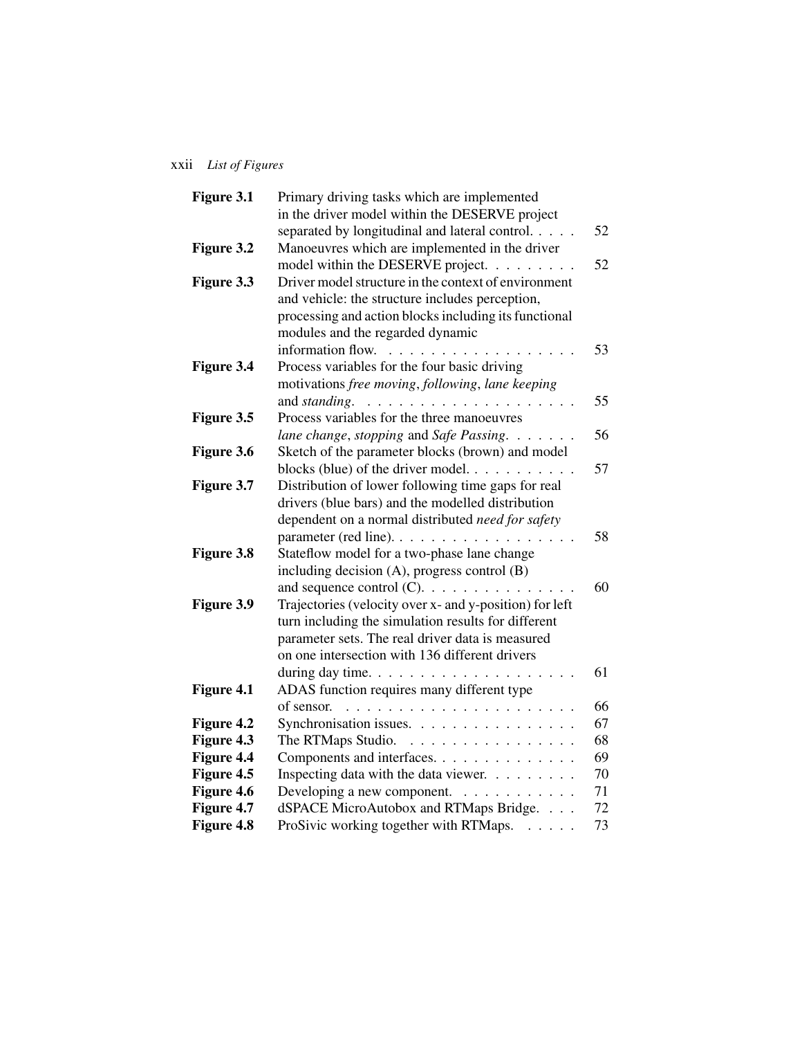| | | |
|---|---|---|
| **Figure 3.1** | Primary driving tasks which are implemented in the driver model within the DESERVE project separated by longitudinal and lateral control. | 52 |
| **Figure 3.2** | Manoeuvres which are implemented in the driver model within the DESERVE project. | 52 |
| **Figure 3.3** | Driver model structure in the context of environment and vehicle: the structure includes perception, processing and action blocks including its functional modules and the regarded dynamic information flow. | 53 |
| **Figure 3.4** | Process variables for the four basic driving motivations *free moving*, *following*, *lane keeping* and *standing*. | 55 |
| **Figure 3.5** | Process variables for the three manoeuvres *lane change*, *stopping* and *Safe Passing*. | 56 |
| **Figure 3.6** | Sketch of the parameter blocks (brown) and model blocks (blue) of the driver model. | 57 |
| **Figure 3.7** | Distribution of lower following time gaps for real drivers (blue bars) and the modelled distribution dependent on a normal distributed *need for safety* parameter (red line). | 58 |
| **Figure 3.8** | Stateflow model for a two-phase lane change including decision (A), progress control (B) and sequence control (C). | 60 |
| **Figure 3.9** | Trajectories (velocity over x- and y-position) for left turn including the simulation results for different parameter sets. The real driver data is measured on one intersection with 136 different drivers during day time. | 61 |
| **Figure 4.1** | ADAS function requires many different type of sensor. | 66 |
| **Figure 4.2** | Synchronisation issues. | 67 |
| **Figure 4.3** | The RTMaps Studio. | 68 |
| **Figure 4.4** | Components and interfaces. | 69 |
| **Figure 4.5** | Inspecting data with the data viewer. | 70 |
| **Figure 4.6** | Developing a new component. | 71 |
| **Figure 4.7** | dSPACE MicroAutobox and RTMaps Bridge. | 72 |
| **Figure 4.8** | ProSivic working together with RTMaps. | 73 |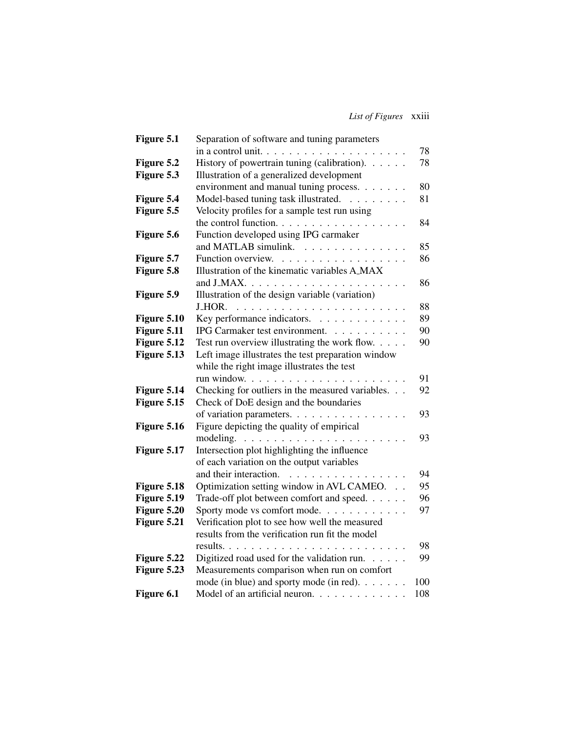| | | |
|---|---|---|
| **Figure 5.1** | Separation of software and tuning parameters in a control unit. | 78 |
| **Figure 5.2** | History of powertrain tuning (calibration). | 78 |
| **Figure 5.3** | Illustration of a generalized development environment and manual tuning process. | 80 |
| **Figure 5.4** | Model-based tuning task illustrated. | 81 |
| **Figure 5.5** | Velocity profiles for a sample test run using the control function. | 84 |
| **Figure 5.6** | Function developed using IPG carmaker and MATLAB simulink. | 85 |
| **Figure 5.7** | Function overview. | 86 |
| **Figure 5.8** | Illustration of the kinematic variables A_MAX and J_MAX. | 86 |
| **Figure 5.9** | Illustration of the design variable (variation) J_HOR. | 88 |
| **Figure 5.10** | Key performance indicators. | 89 |
| **Figure 5.11** | IPG Carmaker test environment. | 90 |
| **Figure 5.12** | Test run overview illustrating the work flow. | 90 |
| **Figure 5.13** | Left image illustrates the test preparation window while the right image illustrates the test run window. | 91 |
| **Figure 5.14** | Checking for outliers in the measured variables. | 92 |
| **Figure 5.15** | Check of DoE design and the boundaries of variation parameters. | 93 |
| **Figure 5.16** | Figure depicting the quality of empirical modeling. | 93 |
| **Figure 5.17** | Intersection plot highlighting the influence of each variation on the output variables and their interaction. | 94 |
| **Figure 5.18** | Optimization setting window in AVL CAMEO. | 95 |
| **Figure 5.19** | Trade-off plot between comfort and speed. | 96 |
| **Figure 5.20** | Sporty mode vs comfort mode. | 97 |
| **Figure 5.21** | Verification plot to see how well the measured results from the verification run fit the model results. | 98 |
| **Figure 5.22** | Digitized road used for the validation run. | 99 |
| **Figure 5.23** | Measurements comparison when run on comfort mode (in blue) and sporty mode (in red). | 100 |
| **Figure 6.1** | Model of an artificial neuron. | 108 |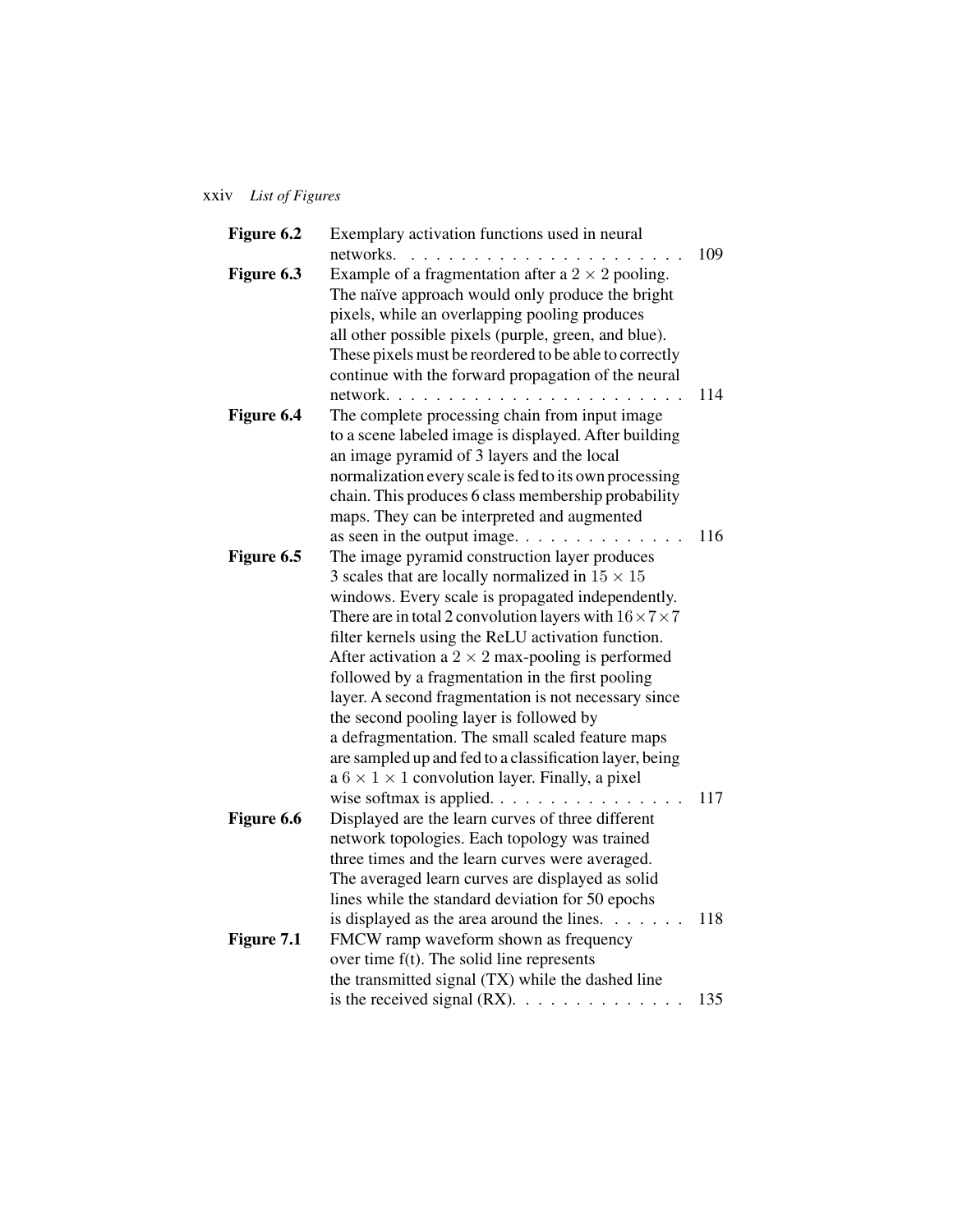| | | |
|---|---|---|
| **Figure 6.2** | Exemplary activation functions used in neural networks. | 109 |
| **Figure 6.3** | Example of a fragmentation after a $2 \times 2$ pooling. The naïve approach would only produce the bright pixels, while an overlapping pooling produces all other possible pixels (purple, green, and blue). These pixels must be reordered to be able to correctly continue with the forward propagation of the neural network. | 114 |
| **Figure 6.4** | The complete processing chain from input image to a scene labeled image is displayed. After building an image pyramid of 3 layers and the local normalization every scale is fed to its own processing chain. This produces 6 class membership probability maps. They can be interpreted and augmented as seen in the output image. | 116 |
| **Figure 6.5** | The image pyramid construction layer produces 3 scales that are locally normalized in $15 \times 15$ windows. Every scale is propagated independently. There are in total 2 convolution layers with $16 \times 7 \times 7$ filter kernels using the ReLU activation function. After activation a $2 \times 2$ max-pooling is performed followed by a fragmentation in the first pooling layer. A second fragmentation is not necessary since the second pooling layer is followed by a defragmentation. The small scaled feature maps are sampled up and fed to a classification layer, being a $6 \times 1 \times 1$ convolution layer. Finally, a pixel wise softmax is applied. | 117 |
| **Figure 6.6** | Displayed are the learn curves of three different network topologies. Each topology was trained three times and the learn curves were averaged. The averaged learn curves are displayed as solid lines while the standard deviation for 50 epochs is displayed as the area around the lines. | 118 |
| **Figure 7.1** | FMCW ramp waveform shown as frequency over time f(t). The solid line represents the transmitted signal (TX) while the dashed line is the received signal (RX). | 135 |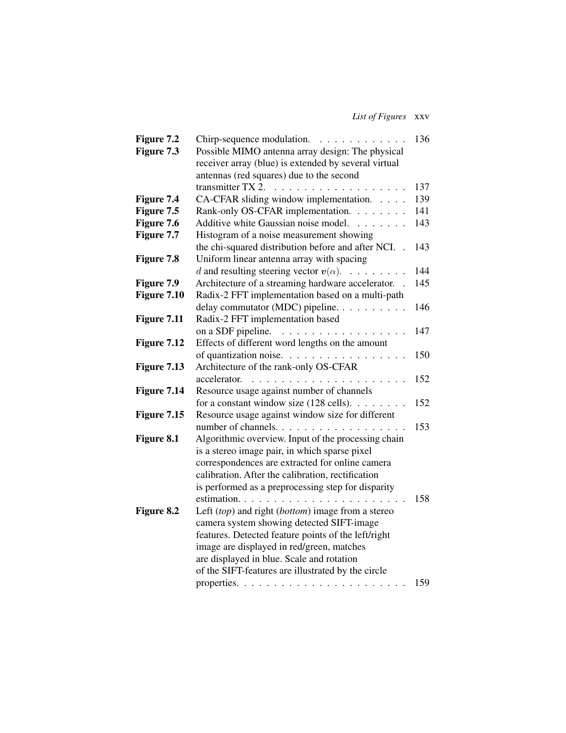| | | |
|---|---|---|
| **Figure 7.2** | Chirp-sequence modulation. | 136 |
| **Figure 7.3** | Possible MIMO antenna array design: The physical receiver array (blue) is extended by several virtual antennas (red squares) due to the second transmitter TX 2. | 137 |
| **Figure 7.4** | CA-CFAR sliding window implementation. | 139 |
| **Figure 7.5** | Rank-only OS-CFAR implementation. | 141 |
| **Figure 7.6** | Additive white Gaussian noise model. | 143 |
| **Figure 7.7** | Histogram of a noise measurement showing the chi-squared distribution before and after NCI. | 143 |
| **Figure 7.8** | Uniform linear antenna array with spacing $d$ and resulting steering vector $\boldsymbol{v}(\alpha)$. | 144 |
| **Figure 7.9** | Architecture of a streaming hardware accelerator. | 145 |
| **Figure 7.10** | Radix-2 FFT implementation based on a multi-path delay commutator (MDC) pipeline. | 146 |
| **Figure 7.11** | Radix-2 FFT implementation based on a SDF pipeline. | 147 |
| **Figure 7.12** | Effects of different word lengths on the amount of quantization noise. | 150 |
| **Figure 7.13** | Architecture of the rank-only OS-CFAR accelerator. | 152 |
| **Figure 7.14** | Resource usage against number of channels for a constant window size (128 cells). | 152 |
| **Figure 7.15** | Resource usage against window size for different number of channels. | 153 |
| **Figure 8.1** | Algorithmic overview. Input of the processing chain is a stereo image pair, in which sparse pixel correspondences are extracted for online camera calibration. After the calibration, rectification is performed as a preprocessing step for disparity estimation. | 158 |
| **Figure 8.2** | Left (*top*) and right (*bottom*) image from a stereo camera system showing detected SIFT-image features. Detected feature points of the left/right image are displayed in red/green, matches are displayed in blue. Scale and rotation of the SIFT-features are illustrated by the circle properties. | 159 |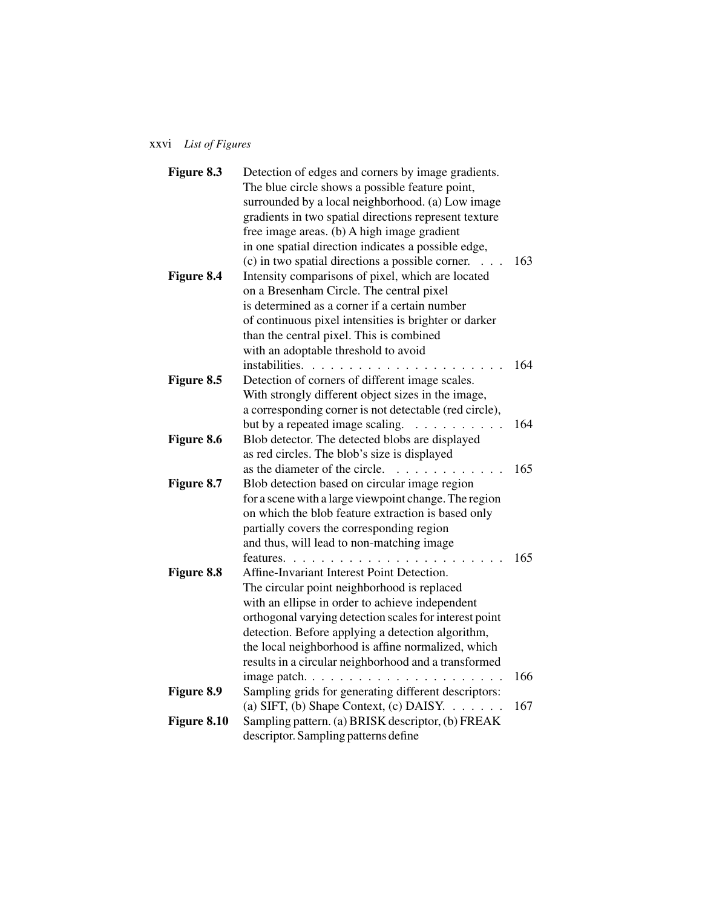| | | |
|---|---|---|
| **Figure 8.3** | Detection of edges and corners by image gradients. The blue circle shows a possible feature point, surrounded by a local neighborhood. (a) Low image gradients in two spatial directions represent texture free image areas. (b) A high image gradient in one spatial direction indicates a possible edge, (c) in two spatial directions a possible corner. | 163 |
| **Figure 8.4** | Intensity comparisons of pixel, which are located on a Bresenham Circle. The central pixel is determined as a corner if a certain number of continuous pixel intensities is brighter or darker than the central pixel. This is combined with an adoptable threshold to avoid instabilities. | 164 |
| **Figure 8.5** | Detection of corners of different image scales. With strongly different object sizes in the image, a corresponding corner is not detectable (red circle), but by a repeated image scaling. | 164 |
| **Figure 8.6** | Blob detector. The detected blobs are displayed as red circles. The blob's size is displayed as the diameter of the circle. | 165 |
| **Figure 8.7** | Blob detection based on circular image region for a scene with a large viewpoint change. The region on which the blob feature extraction is based only partially covers the corresponding region and thus, will lead to non-matching image features. | 165 |
| **Figure 8.8** | Affine-Invariant Interest Point Detection. The circular point neighborhood is replaced with an ellipse in order to achieve independent orthogonal varying detection scales for interest point detection. Before applying a detection algorithm, the local neighborhood is affine normalized, which results in a circular neighborhood and a transformed image patch. | 166 |
| **Figure 8.9** | Sampling grids for generating different descriptors: (a) SIFT, (b) Shape Context, (c) DAISY. | 167 |
| **Figure 8.10** | Sampling pattern. (a) BRISK descriptor, (b) FREAK descriptor. Sampling patterns define | |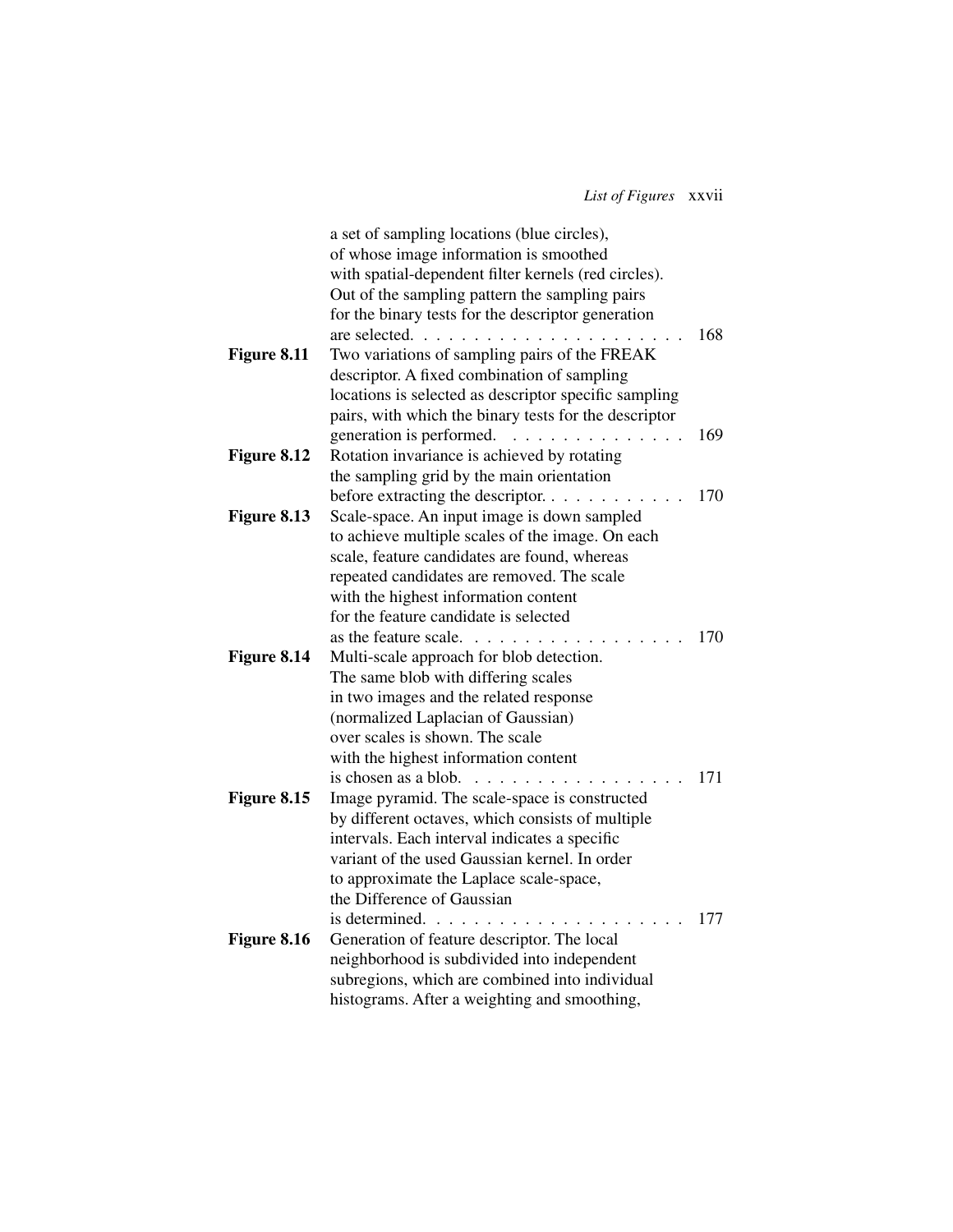a set of sampling locations (blue circles), of whose image information is smoothed with spatial-dependent filter kernels (red circles). Out of the sampling pattern the sampling pairs for the binary tests for the descriptor generation are selected. . . . . . . . . . . . . . . . . . . . . 168

| | | |
|---|---|---|
| **Figure 8.11** | Two variations of sampling pairs of the FREAK descriptor. A fixed combination of sampling locations is selected as descriptor specific sampling pairs, with which the binary tests for the descriptor generation is performed. . . . . . . . . . . . . . . | 169 |
| **Figure 8.12** | Rotation invariance is achieved by rotating the sampling grid by the main orientation before extracting the descriptor. . . . . . . . . . . . | 170 |
| **Figure 8.13** | Scale-space. An input image is down sampled to achieve multiple scales of the image. On each scale, feature candidates are found, whereas repeated candidates are removed. The scale with the highest information content for the feature candidate is selected as the feature scale. . . . . . . . . . . . . . . . . . | 170 |
| **Figure 8.14** | Multi-scale approach for blob detection. The same blob with differing scales in two images and the related response (normalized Laplacian of Gaussian) over scales is shown. The scale with the highest information content is chosen as a blob. . . . . . . . . . . . . . . . . . | 171 |
| **Figure 8.15** | Image pyramid. The scale-space is constructed by different octaves, which consists of multiple intervals. Each interval indicates a specific variant of the used Gaussian kernel. In order to approximate the Laplace scale-space, the Difference of Gaussian is determined. . . . . . . . . . . . . . . . . . . . . | 177 |
| **Figure 8.16** | Generation of feature descriptor. The local neighborhood is subdivided into independent subregions, which are combined into individual histograms. After a weighting and smoothing, | |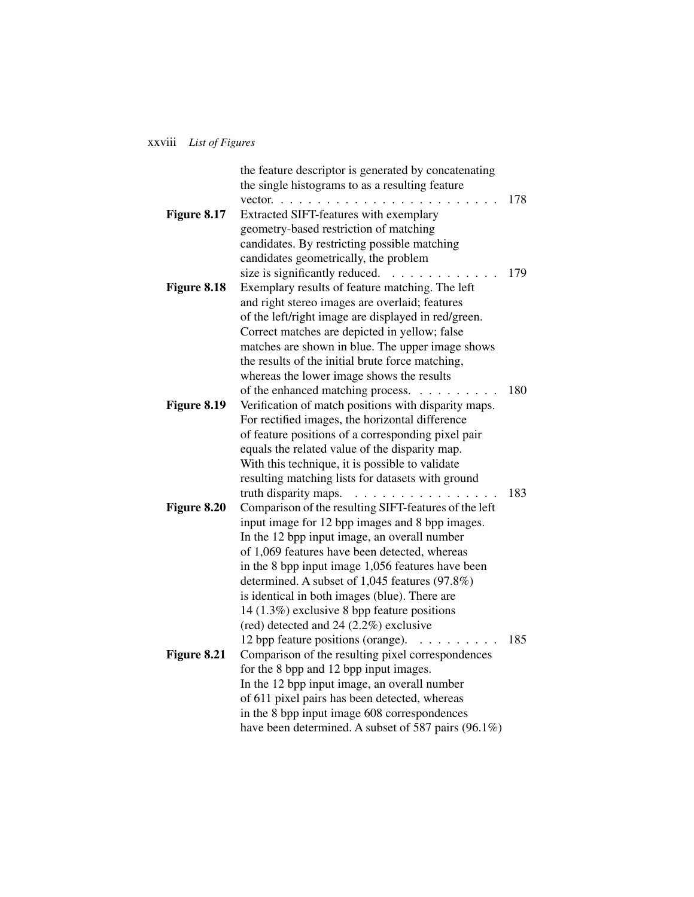the feature descriptor is generated by concatenating the single histograms to as a resulting feature vector. . . . . . . . . . . . . . . . . . . . . . . . . 178

**Figure 8.17** Extracted SIFT-features with exemplary geometry-based restriction of matching candidates. By restricting possible matching candidates geometrically, the problem size is significantly reduced. . . . . . . . . . . . . 179

**Figure 8.18** Exemplary results of feature matching. The left and right stereo images are overlaid; features of the left/right image are displayed in red/green. Correct matches are depicted in yellow; false matches are shown in blue. The upper image shows the results of the initial brute force matching, whereas the lower image shows the results of the enhanced matching process. . . . . . . . . . 180

**Figure 8.19** Verification of match positions with disparity maps. For rectified images, the horizontal difference of feature positions of a corresponding pixel pair equals the related value of the disparity map. With this technique, it is possible to validate resulting matching lists for datasets with ground truth disparity maps. . . . . . . . . . . . . . . . . 183

**Figure 8.20** Comparison of the resulting SIFT-features of the left input image for 12 bpp images and 8 bpp images. In the 12 bpp input image, an overall number of 1,069 features have been detected, whereas in the 8 bpp input image 1,056 features have been determined. A subset of 1,045 features (97.8%) is identical in both images (blue). There are 14 (1.3%) exclusive 8 bpp feature positions (red) detected and 24 (2.2%) exclusive 12 bpp feature positions (orange). . . . . . . . . . 185

**Figure 8.21** Comparison of the resulting pixel correspondences for the 8 bpp and 12 bpp input images. In the 12 bpp input image, an overall number of 611 pixel pairs has been detected, whereas in the 8 bpp input image 608 correspondences have been determined. A subset of 587 pairs (96.1%)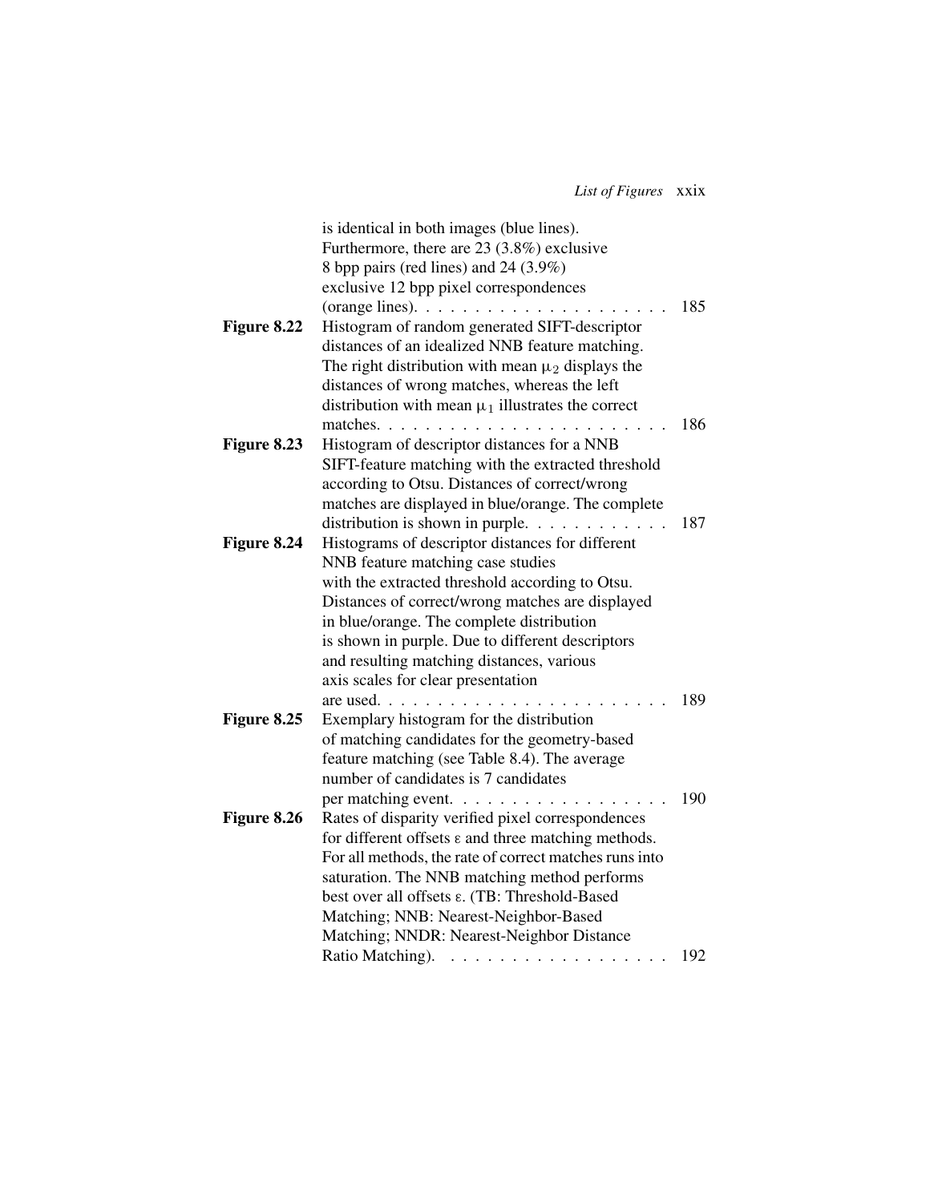is identical in both images (blue lines). Furthermore, there are 23 (3.8%) exclusive 8 bpp pairs (red lines) and 24 (3.9%) exclusive 12 bpp pixel correspondences (orange lines). . . . . . . . . . . . . . . . . . . . . 185

**Figure 8.22** Histogram of random generated SIFT-descriptor distances of an idealized NNB feature matching. The right distribution with mean $\mu_2$ displays the distances of wrong matches, whereas the left distribution with mean $\mu_1$ illustrates the correct matches. . . . . . . . . . . . . . . . . . . . . . . . 186

**Figure 8.23** Histogram of descriptor distances for a NNB SIFT-feature matching with the extracted threshold according to Otsu. Distances of correct/wrong matches are displayed in blue/orange. The complete distribution is shown in purple. . . . . . . . . . . . 187

**Figure 8.24** Histograms of descriptor distances for different NNB feature matching case studies with the extracted threshold according to Otsu. Distances of correct/wrong matches are displayed in blue/orange. The complete distribution is shown in purple. Due to different descriptors and resulting matching distances, various axis scales for clear presentation are used. . . . . . . . . . . . . . . . . . . . . . . . 189

**Figure 8.25** Exemplary histogram for the distribution of matching candidates for the geometry-based feature matching (see Table 8.4). The average number of candidates is 7 candidates per matching event. . . . . . . . . . . . . . . . . . 190

**Figure 8.26** Rates of disparity verified pixel correspondences for different offsets $\varepsilon$ and three matching methods. For all methods, the rate of correct matches runs into saturation. The NNB matching method performs best over all offsets $\varepsilon$. (TB: Threshold-Based Matching; NNB: Nearest-Neighbor-Based Matching; NNDR: Nearest-Neighbor Distance Ratio Matching). . . . . . . . . . . . . . . . . . 192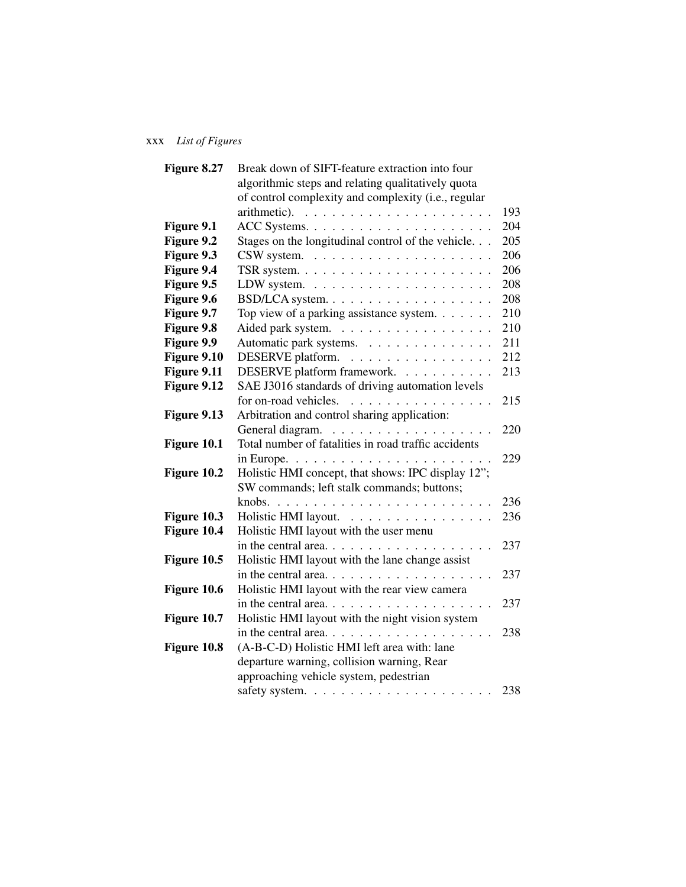| | | |
|---|---|---|
| **Figure 8.27** | Break down of SIFT-feature extraction into four algorithmic steps and relating qualitatively quota of control complexity and complexity (i.e., regular arithmetic). | 193 |
| **Figure 9.1** | ACC Systems. | 204 |
| **Figure 9.2** | Stages on the longitudinal control of the vehicle. | 205 |
| **Figure 9.3** | CSW system. | 206 |
| **Figure 9.4** | TSR system. | 206 |
| **Figure 9.5** | LDW system. | 208 |
| **Figure 9.6** | BSD/LCA system. | 208 |
| **Figure 9.7** | Top view of a parking assistance system. | 210 |
| **Figure 9.8** | Aided park system. | 210 |
| **Figure 9.9** | Automatic park systems. | 211 |
| **Figure 9.10** | DESERVE platform. | 212 |
| **Figure 9.11** | DESERVE platform framework. | 213 |
| **Figure 9.12** | SAE J3016 standards of driving automation levels for on-road vehicles. | 215 |
| **Figure 9.13** | Arbitration and control sharing application: General diagram. | 220 |
| **Figure 10.1** | Total number of fatalities in road traffic accidents in Europe. | 229 |
| **Figure 10.2** | Holistic HMI concept, that shows: IPC display 12"; SW commands; left stalk commands; buttons; knobs. | 236 |
| **Figure 10.3** | Holistic HMI layout. | 236 |
| **Figure 10.4** | Holistic HMI layout with the user menu in the central area. | 237 |
| **Figure 10.5** | Holistic HMI layout with the lane change assist in the central area. | 237 |
| **Figure 10.6** | Holistic HMI layout with the rear view camera in the central area. | 237 |
| **Figure 10.7** | Holistic HMI layout with the night vision system in the central area. | 238 |
| **Figure 10.8** | (A-B-C-D) Holistic HMI left area with: lane departure warning, collision warning, Rear approaching vehicle system, pedestrian safety system. | 238 |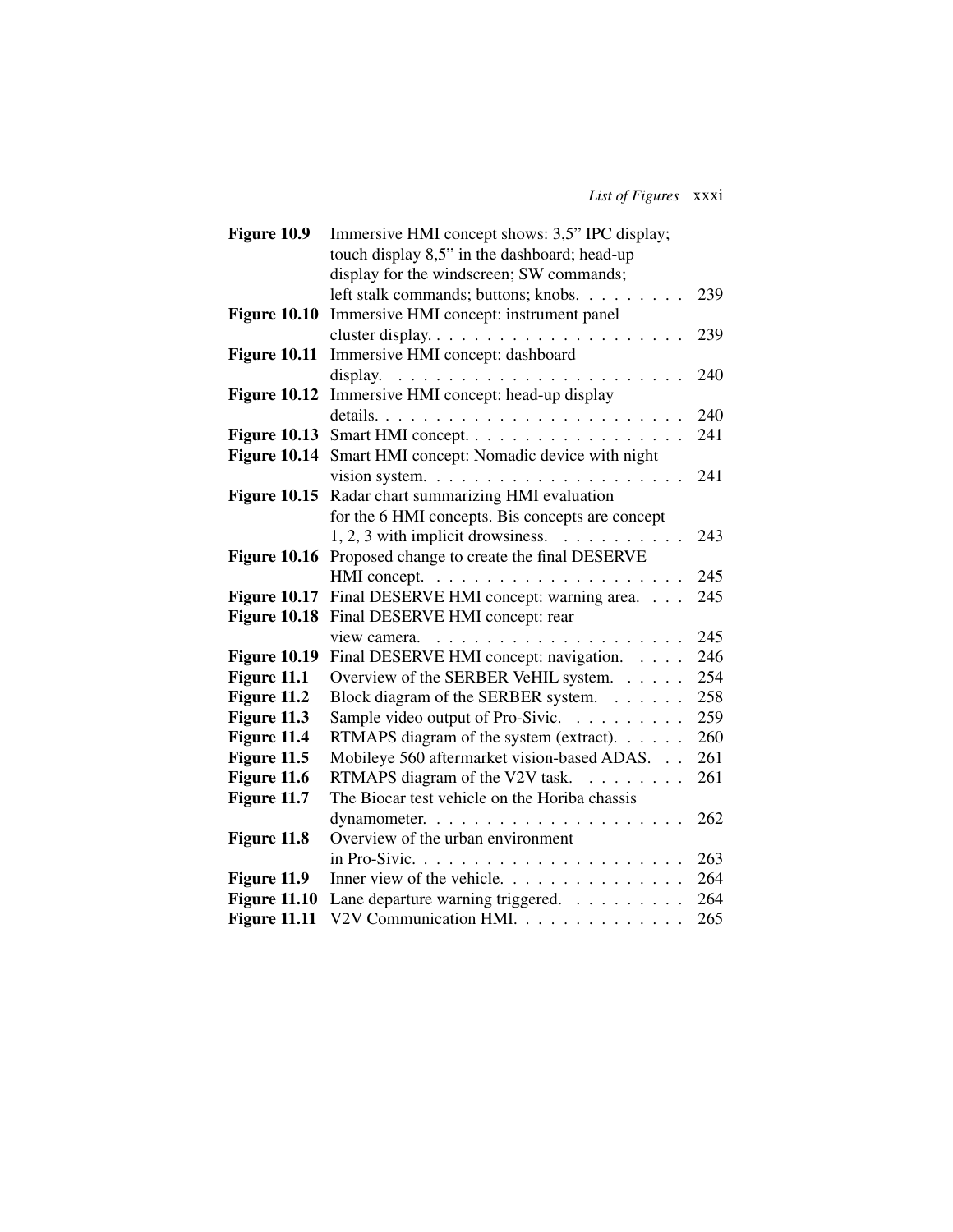| | | |
|---|---|---|
| **Figure 10.9** | Immersive HMI concept shows: 3,5" IPC display; touch display 8,5" in the dashboard; head-up display for the windscreen; SW commands; left stalk commands; buttons; knobs. | 239 |
| **Figure 10.10** | Immersive HMI concept: instrument panel cluster display. | 239 |
| **Figure 10.11** | Immersive HMI concept: dashboard display. | 240 |
| **Figure 10.12** | Immersive HMI concept: head-up display details. | 240 |
| **Figure 10.13** | Smart HMI concept. | 241 |
| **Figure 10.14** | Smart HMI concept: Nomadic device with night vision system. | 241 |
| **Figure 10.15** | Radar chart summarizing HMI evaluation for the 6 HMI concepts. Bis concepts are concept 1, 2, 3 with implicit drowsiness. | 243 |
| **Figure 10.16** | Proposed change to create the final DESERVE HMI concept. | 245 |
| **Figure 10.17** | Final DESERVE HMI concept: warning area. | 245 |
| **Figure 10.18** | Final DESERVE HMI concept: rear view camera. | 245 |
| **Figure 10.19** | Final DESERVE HMI concept: navigation. | 246 |
| **Figure 11.1** | Overview of the SERBER VeHIL system. | 254 |
| **Figure 11.2** | Block diagram of the SERBER system. | 258 |
| **Figure 11.3** | Sample video output of Pro-Sivic. | 259 |
| **Figure 11.4** | RTMAPS diagram of the system (extract). | 260 |
| **Figure 11.5** | Mobileye 560 aftermarket vision-based ADAS. | 261 |
| **Figure 11.6** | RTMAPS diagram of the V2V task. | 261 |
| **Figure 11.7** | The Biocar test vehicle on the Horiba chassis dynamometer. | 262 |
| **Figure 11.8** | Overview of the urban environment in Pro-Sivic. | 263 |
| **Figure 11.9** | Inner view of the vehicle. | 264 |
| **Figure 11.10** | Lane departure warning triggered. | 264 |
| **Figure 11.11** | V2V Communication HMI. | 265 |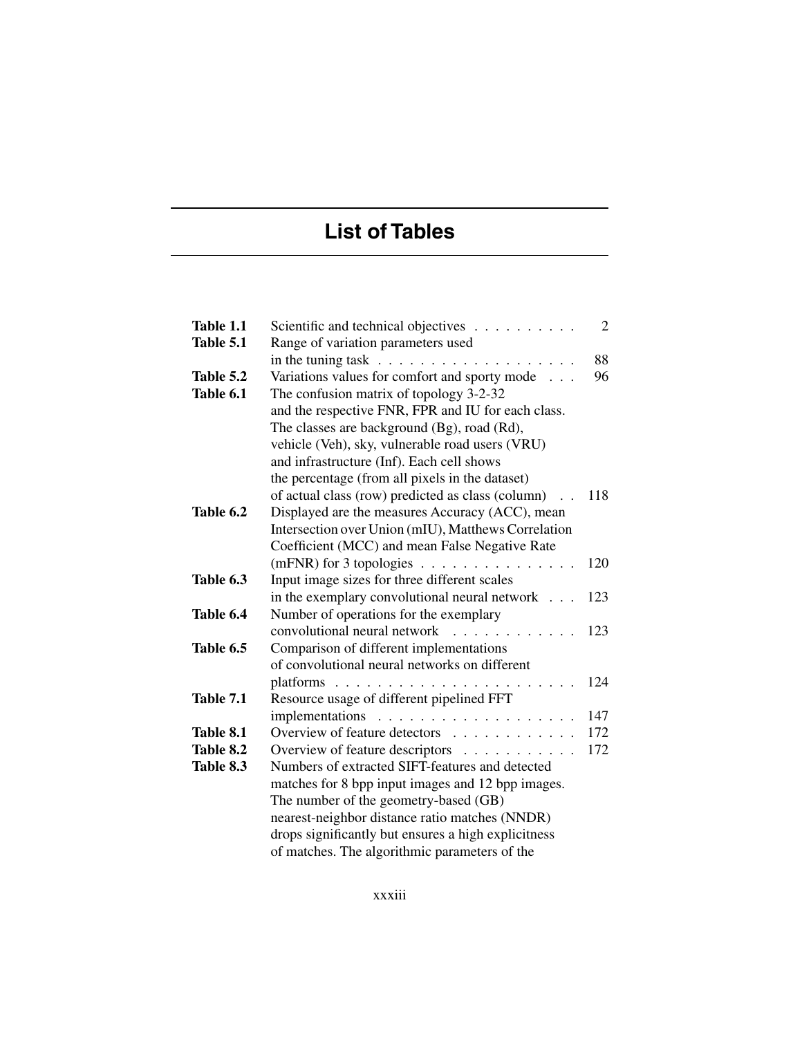# List of Tables

| | | |
|---|---|---|
| **Table 1.1** | Scientific and technical objectives | 2 |
| **Table 5.1** | Range of variation parameters used in the tuning task | 88 |
| **Table 5.2** | Variations values for comfort and sporty mode | 96 |
| **Table 6.1** | The confusion matrix of topology 3-2-32 and the respective FNR, FPR and IU for each class. The classes are background (Bg), road (Rd), vehicle (Veh), sky, vulnerable road users (VRU) and infrastructure (Inf). Each cell shows the percentage (from all pixels in the dataset) of actual class (row) predicted as class (column) | 118 |
| **Table 6.2** | Displayed are the measures Accuracy (ACC), mean Intersection over Union (mIU), Matthews Correlation Coefficient (MCC) and mean False Negative Rate (mFNR) for 3 topologies | 120 |
| **Table 6.3** | Input image sizes for three different scales in the exemplary convolutional neural network | 123 |
| **Table 6.4** | Number of operations for the exemplary convolutional neural network | 123 |
| **Table 6.5** | Comparison of different implementations of convolutional neural networks on different platforms | 124 |
| **Table 7.1** | Resource usage of different pipelined FFT implementations | 147 |
| **Table 8.1** | Overview of feature detectors | 172 |
| **Table 8.2** | Overview of feature descriptors | 172 |
| **Table 8.3** | Numbers of extracted SIFT-features and detected matches for 8 bpp input images and 12 bpp images. The number of the geometry-based (GB) nearest-neighbor distance ratio matches (NNDR) drops significantly but ensures a high explicitness of matches. The algorithmic parameters of the | |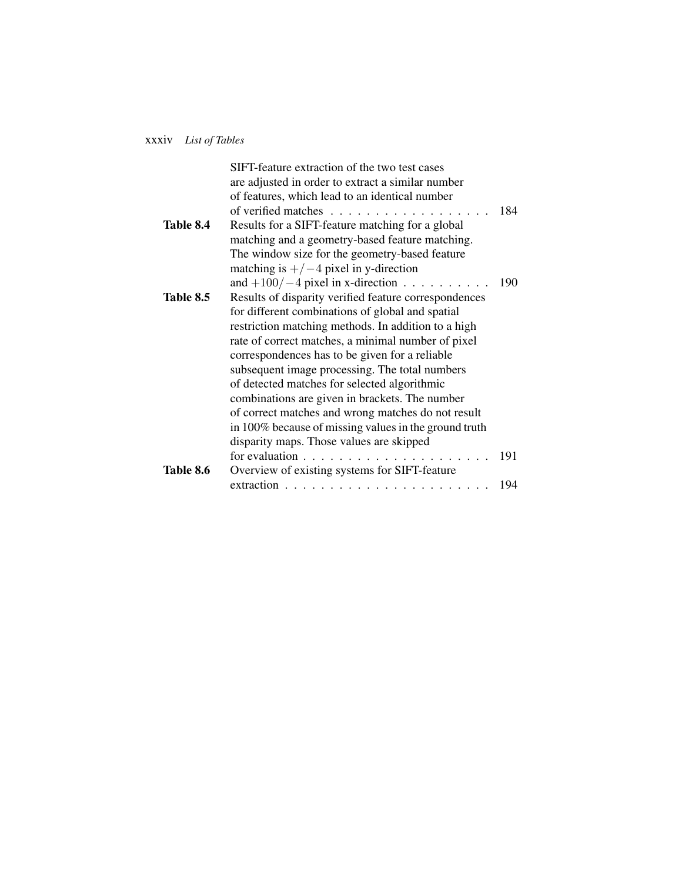SIFT-feature extraction of the two test cases are adjusted in order to extract a similar number of features, which lead to an identical number of verified matches . . . . . . . . . . . . . . . . . . . 184

**Table 8.4** Results for a SIFT-feature matching for a global matching and a geometry-based feature matching. The window size for the geometry-based feature matching is $+/-4$ pixel in y-direction and $+100/-4$ pixel in x-direction . . . . . . . . . . 190

**Table 8.5** Results of disparity verified feature correspondences for different combinations of global and spatial restriction matching methods. In addition to a high rate of correct matches, a minimal number of pixel correspondences has to be given for a reliable subsequent image processing. The total numbers of detected matches for selected algorithmic combinations are given in brackets. The number of correct matches and wrong matches do not result in 100% because of missing values in the ground truth disparity maps. Those values are skipped for evaluation . . . . . . . . . . . . . . . . . . . . . . 191

**Table 8.6** Overview of existing systems for SIFT-feature extraction . . . . . . . . . . . . . . . . . . . . . . . 194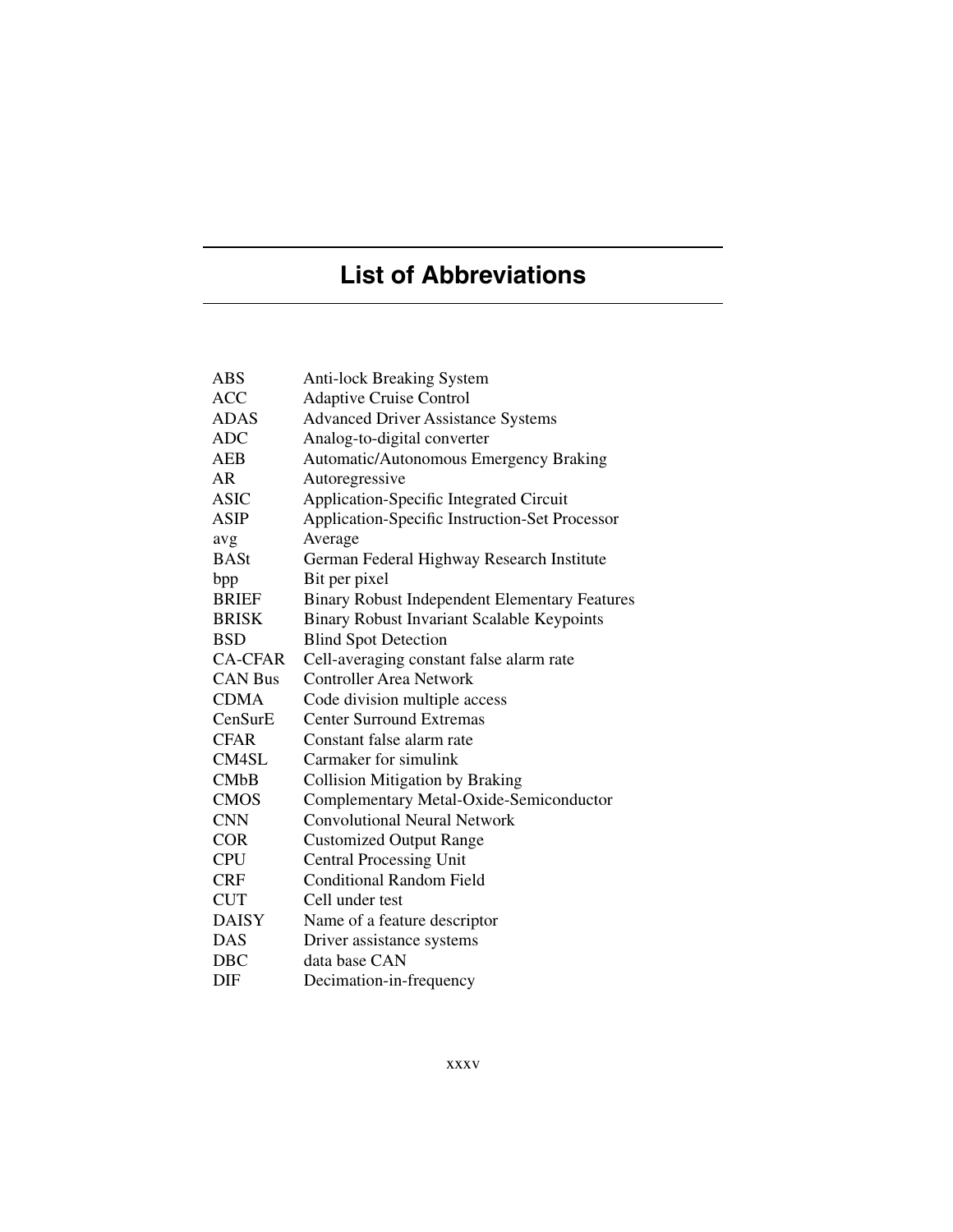# List of Abbreviations

| | |
|---|---|
| ABS | Anti-lock Breaking System |
| ACC | Adaptive Cruise Control |
| ADAS | Advanced Driver Assistance Systems |
| ADC | Analog-to-digital converter |
| AEB | Automatic/Autonomous Emergency Braking |
| AR | Autoregressive |
| ASIC | Application-Specific Integrated Circuit |
| ASIP | Application-Specific Instruction-Set Processor |
| avg | Average |
| BASt | German Federal Highway Research Institute |
| bpp | Bit per pixel |
| BRIEF | Binary Robust Independent Elementary Features |
| BRISK | Binary Robust Invariant Scalable Keypoints |
| BSD | Blind Spot Detection |
| CA-CFAR | Cell-averaging constant false alarm rate |
| CAN Bus | Controller Area Network |
| CDMA | Code division multiple access |
| CenSurE | Center Surround Extremas |
| CFAR | Constant false alarm rate |
| CM4SL | Carmaker for simulink |
| CMbB | Collision Mitigation by Braking |
| CMOS | Complementary Metal-Oxide-Semiconductor |
| CNN | Convolutional Neural Network |
| COR | Customized Output Range |
| CPU | Central Processing Unit |
| CRF | Conditional Random Field |
| CUT | Cell under test |
| DAISY | Name of a feature descriptor |
| DAS | Driver assistance systems |
| DBC | data base CAN |
| DIF | Decimation-in-frequency |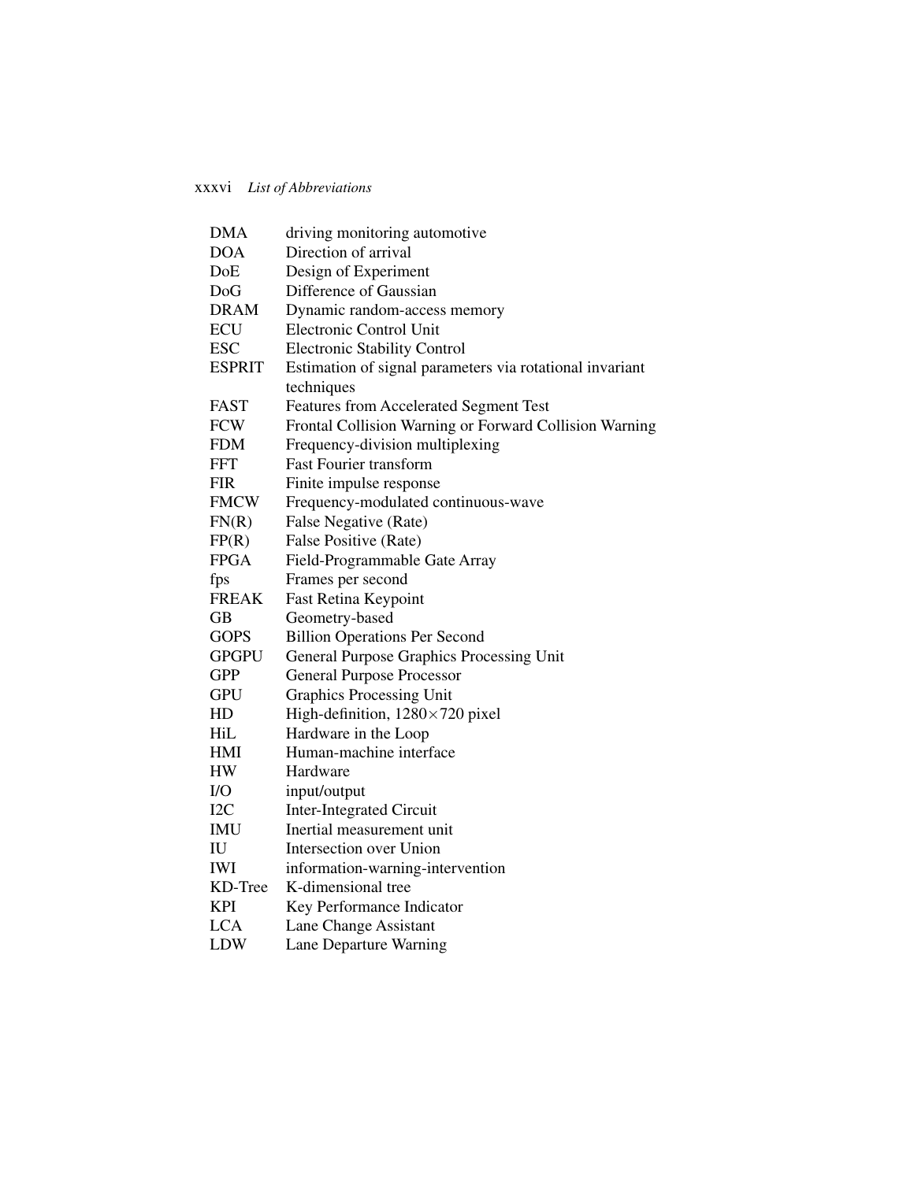| | |
|---|---|
| DMA | driving monitoring automotive |
| DOA | Direction of arrival |
| DoE | Design of Experiment |
| DoG | Difference of Gaussian |
| DRAM | Dynamic random-access memory |
| ECU | Electronic Control Unit |
| ESC | Electronic Stability Control |
| ESPRIT | Estimation of signal parameters via rotational invariant techniques |
| FAST | Features from Accelerated Segment Test |
| FCW | Frontal Collision Warning or Forward Collision Warning |
| FDM | Frequency-division multiplexing |
| FFT | Fast Fourier transform |
| FIR | Finite impulse response |
| FMCW | Frequency-modulated continuous-wave |
| FN(R) | False Negative (Rate) |
| FP(R) | False Positive (Rate) |
| FPGA | Field-Programmable Gate Array |
| fps | Frames per second |
| FREAK | Fast Retina Keypoint |
| GB | Geometry-based |
| GOPS | Billion Operations Per Second |
| GPGPU | General Purpose Graphics Processing Unit |
| GPP | General Purpose Processor |
| GPU | Graphics Processing Unit |
| HD | High-definition, $1280 \times 720$ pixel |
| HiL | Hardware in the Loop |
| HMI | Human-machine interface |
| HW | Hardware |
| I/O | input/output |
| I2C | Inter-Integrated Circuit |
| IMU | Inertial measurement unit |
| IU | Intersection over Union |
| IWI | information-warning-intervention |
| KD-Tree | K-dimensional tree |
| KPI | Key Performance Indicator |
| LCA | Lane Change Assistant |
| LDW | Lane Departure Warning |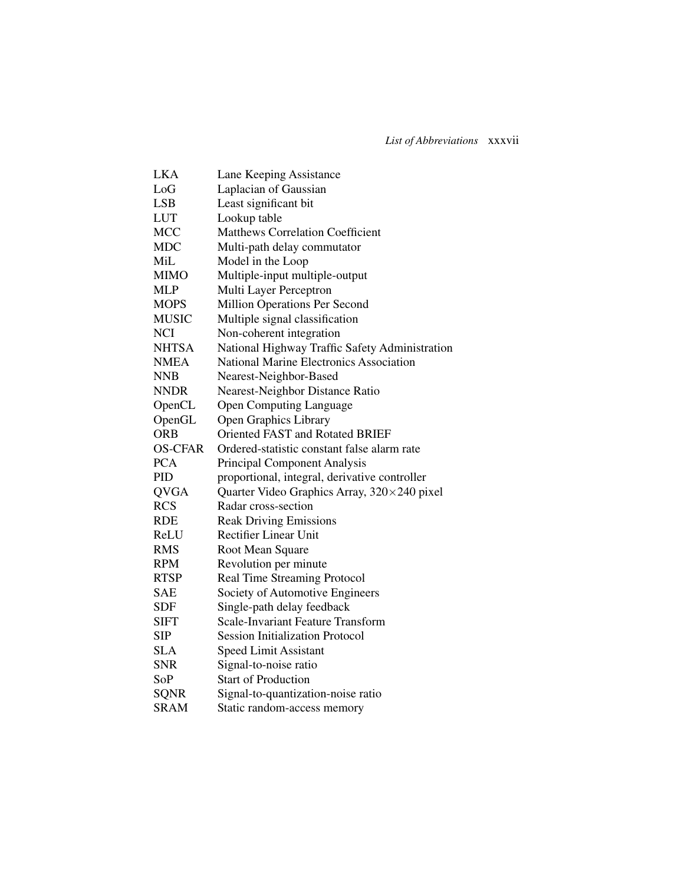| | |
|---|---|
| LKA | Lane Keeping Assistance |
| LoG | Laplacian of Gaussian |
| LSB | Least significant bit |
| LUT | Lookup table |
| MCC | Matthews Correlation Coefficient |
| MDC | Multi-path delay commutator |
| MiL | Model in the Loop |
| MIMO | Multiple-input multiple-output |
| MLP | Multi Layer Perceptron |
| MOPS | Million Operations Per Second |
| MUSIC | Multiple signal classification |
| NCI | Non-coherent integration |
| NHTSA | National Highway Traffic Safety Administration |
| NMEA | National Marine Electronics Association |
| NNB | Nearest-Neighbor-Based |
| NNDR | Nearest-Neighbor Distance Ratio |
| OpenCL | Open Computing Language |
| OpenGL | Open Graphics Library |
| ORB | Oriented FAST and Rotated BRIEF |
| OS-CFAR | Ordered-statistic constant false alarm rate |
| PCA | Principal Component Analysis |
| PID | proportional, integral, derivative controller |
| QVGA | Quarter Video Graphics Array, $320\times240$ pixel |
| RCS | Radar cross-section |
| RDE | Reak Driving Emissions |
| ReLU | Rectifier Linear Unit |
| RMS | Root Mean Square |
| RPM | Revolution per minute |
| RTSP | Real Time Streaming Protocol |
| SAE | Society of Automotive Engineers |
| SDF | Single-path delay feedback |
| SIFT | Scale-Invariant Feature Transform |
| SIP | Session Initialization Protocol |
| SLA | Speed Limit Assistant |
| SNR | Signal-to-noise ratio |
| SoP | Start of Production |
| SQNR | Signal-to-quantization-noise ratio |
| SRAM | Static random-access memory |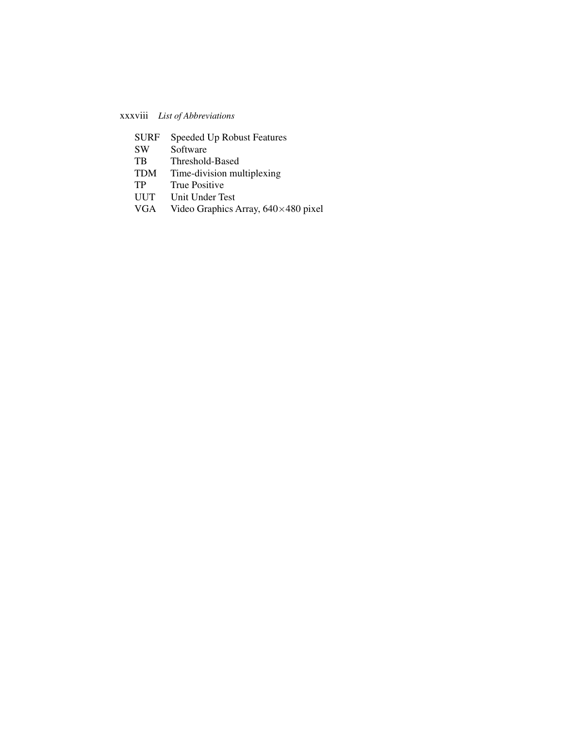| | |
|---|---|
| SURF | Speeded Up Robust Features |
| SW | Software |
| TB | Threshold-Based |
| TDM | Time-division multiplexing |
| TP | True Positive |
| UUT | Unit Under Test |
| VGA | Video Graphics Array, 640×480 pixel |